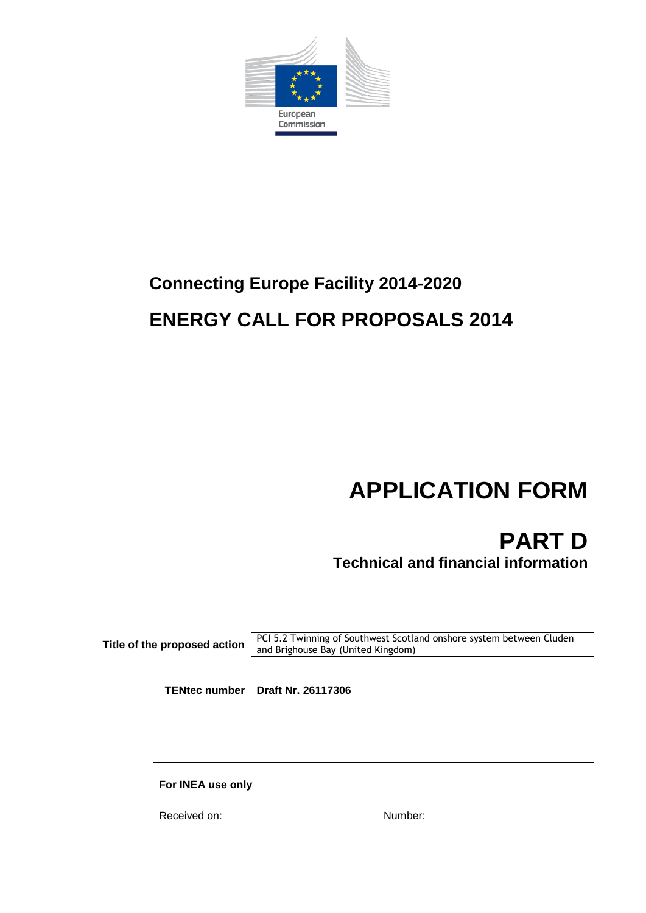European Commission

## Connecting Europe Facility 2014-2020

## ENERGY CALL FOR PROPOSALS 2014

# APPLICATION FORM

# PART D

### Technical and financial information

| | |
|---|---|
| **Title of the proposed action** | PCI 5.2 Twinning of Southwest Scotland onshore system between Cluden and Brighouse Bay (United Kingdom) |

| | |
|---|---|
| **TENtec number** | **Draft Nr. 26117306** |

| | |
|---|---|
| **For INEA use only** | |
| Received on: | Number: |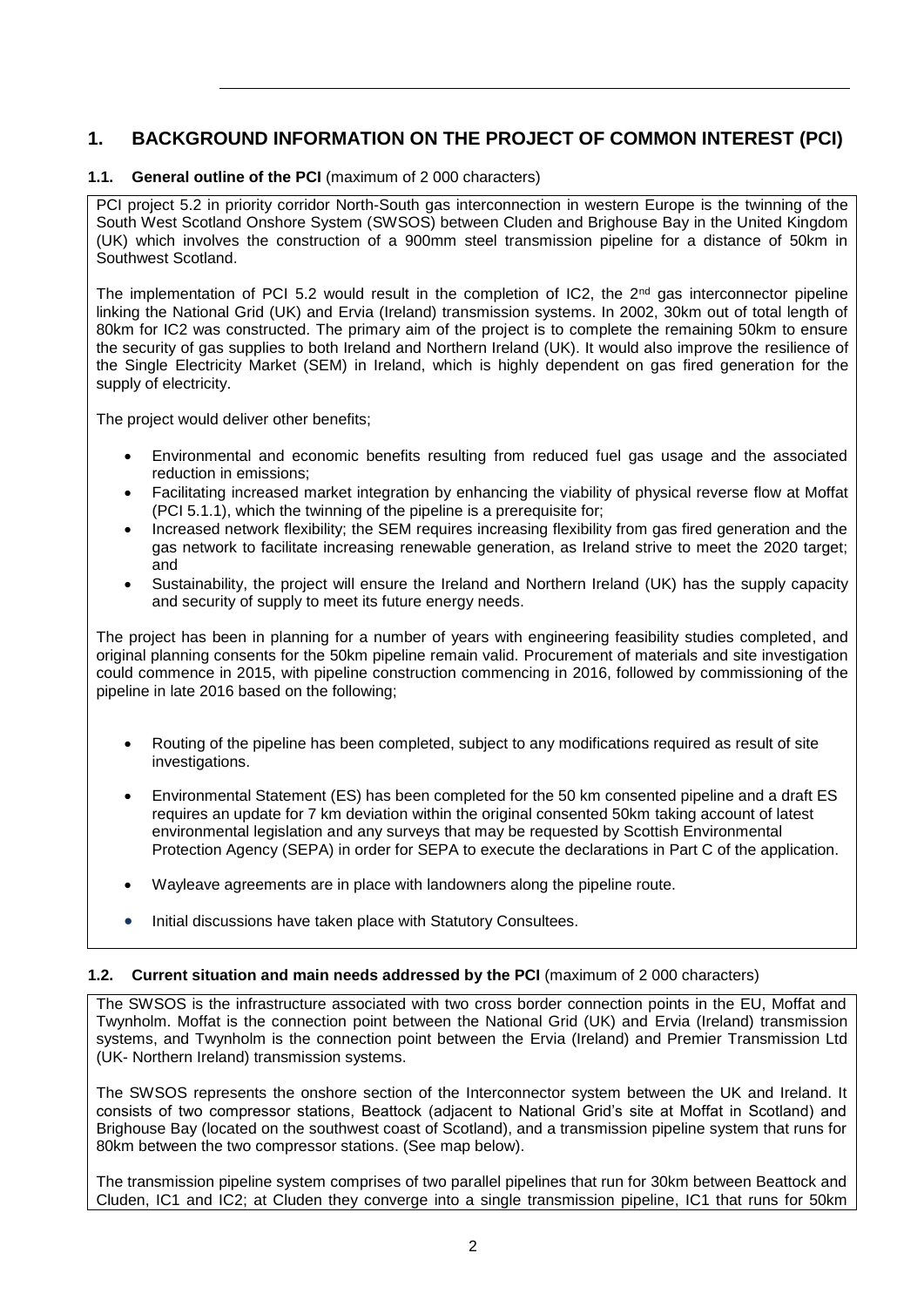# 1. BACKGROUND INFORMATION ON THE PROJECT OF COMMON INTEREST (PCI)

## 1.1. General outline of the PCI (maximum of 2 000 characters)

PCI project 5.2 in priority corridor North-South gas interconnection in western Europe is the twinning of the South West Scotland Onshore System (SWSOS) between Cluden and Brighouse Bay in the United Kingdom (UK) which involves the construction of a 900mm steel transmission pipeline for a distance of 50km in Southwest Scotland.

The implementation of PCI 5.2 would result in the completion of IC2, the 2nd gas interconnector pipeline linking the National Grid (UK) and Ervia (Ireland) transmission systems. In 2002, 30km out of total length of 80km for IC2 was constructed. The primary aim of the project is to complete the remaining 50km to ensure the security of gas supplies to both Ireland and Northern Ireland (UK). It would also improve the resilience of the Single Electricity Market (SEM) in Ireland, which is highly dependent on gas fired generation for the supply of electricity.

The project would deliver other benefits;

- Environmental and economic benefits resulting from reduced fuel gas usage and the associated reduction in emissions;
- Facilitating increased market integration by enhancing the viability of physical reverse flow at Moffat (PCI 5.1.1), which the twinning of the pipeline is a prerequisite for;
- Increased network flexibility; the SEM requires increasing flexibility from gas fired generation and the gas network to facilitate increasing renewable generation, as Ireland strive to meet the 2020 target; and
- Sustainability, the project will ensure the Ireland and Northern Ireland (UK) has the supply capacity and security of supply to meet its future energy needs.

The project has been in planning for a number of years with engineering feasibility studies completed, and original planning consents for the 50km pipeline remain valid. Procurement of materials and site investigation could commence in 2015, with pipeline construction commencing in 2016, followed by commissioning of the pipeline in late 2016 based on the following;

- Routing of the pipeline has been completed, subject to any modifications required as result of site investigations.
- Environmental Statement (ES) has been completed for the 50 km consented pipeline and a draft ES requires an update for 7 km deviation within the original consented 50km taking account of latest environmental legislation and any surveys that may be requested by Scottish Environmental Protection Agency (SEPA) in order for SEPA to execute the declarations in Part C of the application.
- Wayleave agreements are in place with landowners along the pipeline route.
- Initial discussions have taken place with Statutory Consultees.

## 1.2. Current situation and main needs addressed by the PCI (maximum of 2 000 characters)

The SWSOS is the infrastructure associated with two cross border connection points in the EU, Moffat and Twynholm. Moffat is the connection point between the National Grid (UK) and Ervia (Ireland) transmission systems, and Twynholm is the connection point between the Ervia (Ireland) and Premier Transmission Ltd (UK- Northern Ireland) transmission systems.

The SWSOS represents the onshore section of the Interconnector system between the UK and Ireland. It consists of two compressor stations, Beattock (adjacent to National Grid's site at Moffat in Scotland) and Brighouse Bay (located on the southwest coast of Scotland), and a transmission pipeline system that runs for 80km between the two compressor stations. (See map below).

The transmission pipeline system comprises of two parallel pipelines that run for 30km between Beattock and Cluden, IC1 and IC2; at Cluden they converge into a single transmission pipeline, IC1 that runs for 50km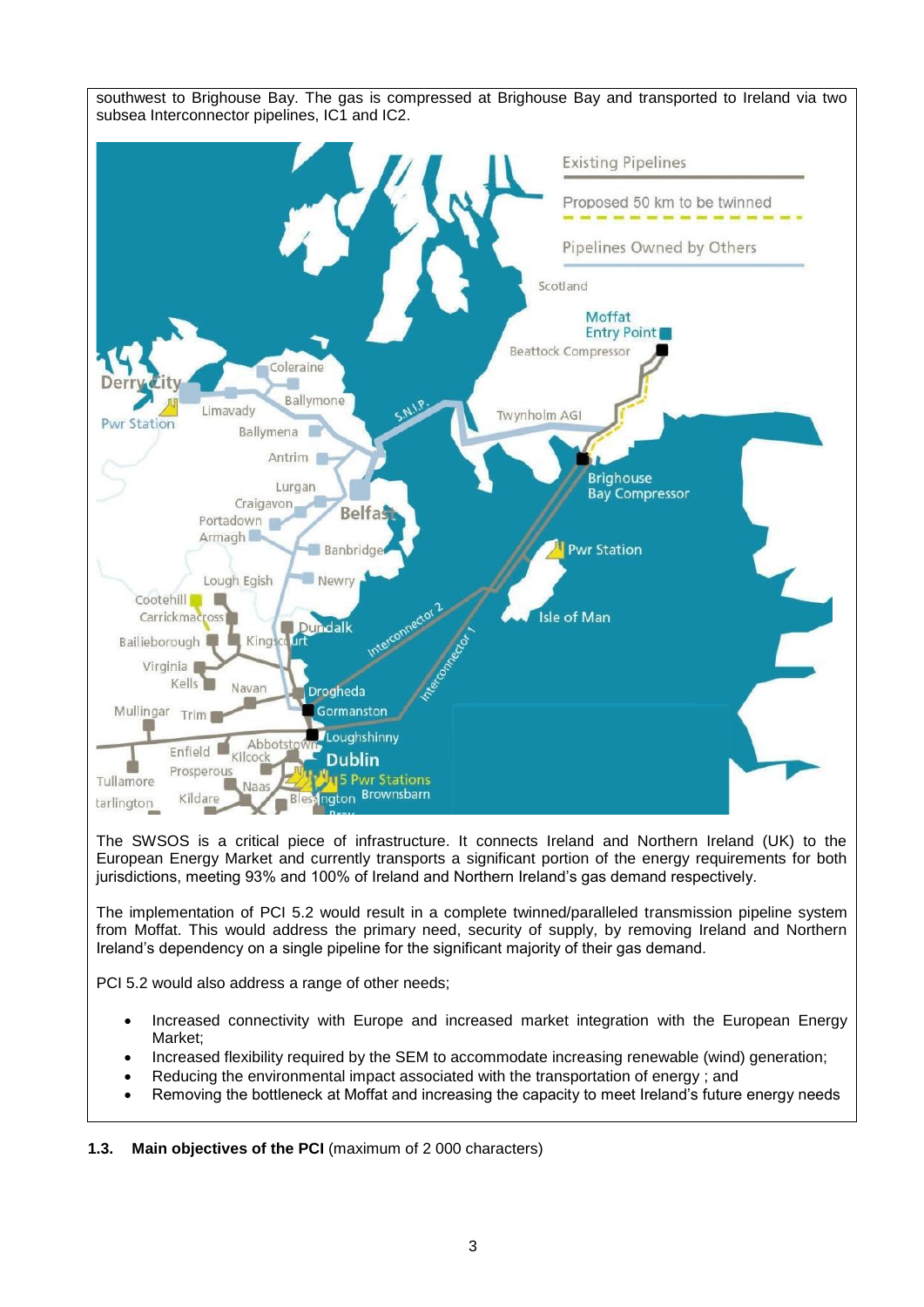southwest to Brighouse Bay. The gas is compressed at Brighouse Bay and transported to Ireland via two subsea Interconnector pipelines, IC1 and IC2.

The SWSOS is a critical piece of infrastructure. It connects Ireland and Northern Ireland (UK) to the European Energy Market and currently transports a significant portion of the energy requirements for both jurisdictions, meeting 93% and 100% of Ireland and Northern Ireland's gas demand respectively.

The implementation of PCI 5.2 would result in a complete twinned/paralleled transmission pipeline system from Moffat. This would address the primary need, security of supply, by removing Ireland and Northern Ireland's dependency on a single pipeline for the significant majority of their gas demand.

PCI 5.2 would also address a range of other needs;

- Increased connectivity with Europe and increased market integration with the European Energy Market;
- Increased flexibility required by the SEM to accommodate increasing renewable (wind) generation;
- Reducing the environmental impact associated with the transportation of energy ; and
- Removing the bottleneck at Moffat and increasing the capacity to meet Ireland's future energy needs

**1.3. Main objectives of the PCI** (maximum of 2 000 characters)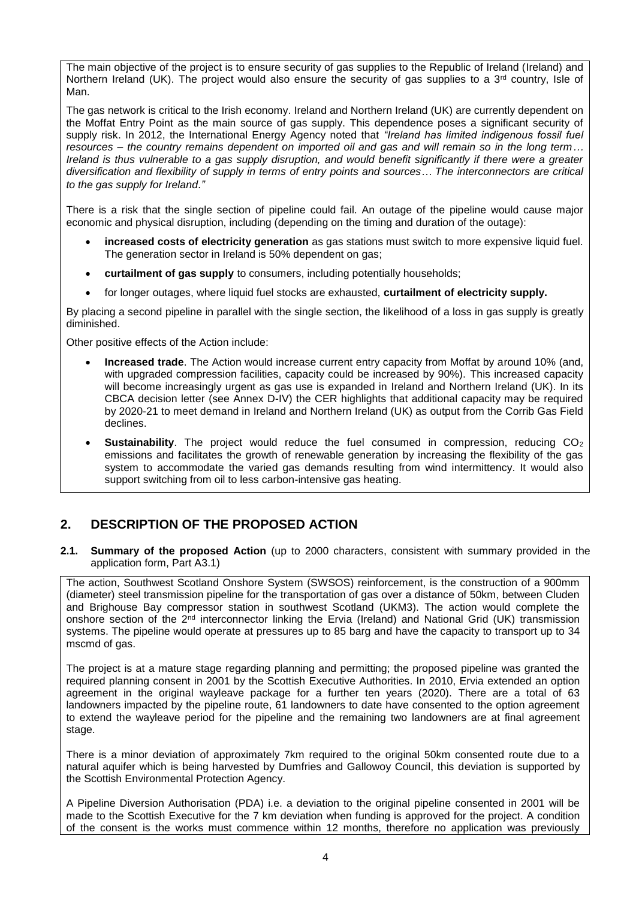The main objective of the project is to ensure security of gas supplies to the Republic of Ireland (Ireland) and Northern Ireland (UK). The project would also ensure the security of gas supplies to a 3rd country, Isle of Man.

The gas network is critical to the Irish economy. Ireland and Northern Ireland (UK) are currently dependent on the Moffat Entry Point as the main source of gas supply. This dependence poses a significant security of supply risk. In 2012, the International Energy Agency noted that *"Ireland has limited indigenous fossil fuel resources – the country remains dependent on imported oil and gas and will remain so in the long term… Ireland is thus vulnerable to a gas supply disruption, and would benefit significantly if there were a greater diversification and flexibility of supply in terms of entry points and sources… The interconnectors are critical to the gas supply for Ireland."*

There is a risk that the single section of pipeline could fail. An outage of the pipeline would cause major economic and physical disruption, including (depending on the timing and duration of the outage):

- **increased costs of electricity generation** as gas stations must switch to more expensive liquid fuel. The generation sector in Ireland is 50% dependent on gas;
- **curtailment of gas supply** to consumers, including potentially households;
- for longer outages, where liquid fuel stocks are exhausted, **curtailment of electricity supply.**

By placing a second pipeline in parallel with the single section, the likelihood of a loss in gas supply is greatly diminished.

Other positive effects of the Action include:

- **Increased trade**. The Action would increase current entry capacity from Moffat by around 10% (and, with upgraded compression facilities, capacity could be increased by 90%). This increased capacity will become increasingly urgent as gas use is expanded in Ireland and Northern Ireland (UK). In its CBCA decision letter (see Annex D-IV) the CER highlights that additional capacity may be required by 2020-21 to meet demand in Ireland and Northern Ireland (UK) as output from the Corrib Gas Field declines.
- **Sustainability**. The project would reduce the fuel consumed in compression, reducing $CO_2$ emissions and facilitates the growth of renewable generation by increasing the flexibility of the gas system to accommodate the varied gas demands resulting from wind intermittency. It would also support switching from oil to less carbon-intensive gas heating.

## 2. DESCRIPTION OF THE PROPOSED ACTION

**2.1. Summary of the proposed Action** (up to 2000 characters, consistent with summary provided in the application form, Part A3.1)

The action, Southwest Scotland Onshore System (SWSOS) reinforcement, is the construction of a 900mm (diameter) steel transmission pipeline for the transportation of gas over a distance of 50km, between Cluden and Brighouse Bay compressor station in southwest Scotland (UKM3). The action would complete the onshore section of the 2nd interconnector linking the Ervia (Ireland) and National Grid (UK) transmission systems. The pipeline would operate at pressures up to 85 barg and have the capacity to transport up to 34 mscmd of gas.

The project is at a mature stage regarding planning and permitting; the proposed pipeline was granted the required planning consent in 2001 by the Scottish Executive Authorities. In 2010, Ervia extended an option agreement in the original wayleave package for a further ten years (2020). There are a total of 63 landowners impacted by the pipeline route, 61 landowners to date have consented to the option agreement to extend the wayleave period for the pipeline and the remaining two landowners are at final agreement stage.

There is a minor deviation of approximately 7km required to the original 50km consented route due to a natural aquifer which is being harvested by Dumfries and Gallowoy Council, this deviation is supported by the Scottish Environmental Protection Agency.

A Pipeline Diversion Authorisation (PDA) i.e. a deviation to the original pipeline consented in 2001 will be made to the Scottish Executive for the 7 km deviation when funding is approved for the project. A condition of the consent is the works must commence within 12 months, therefore no application was previously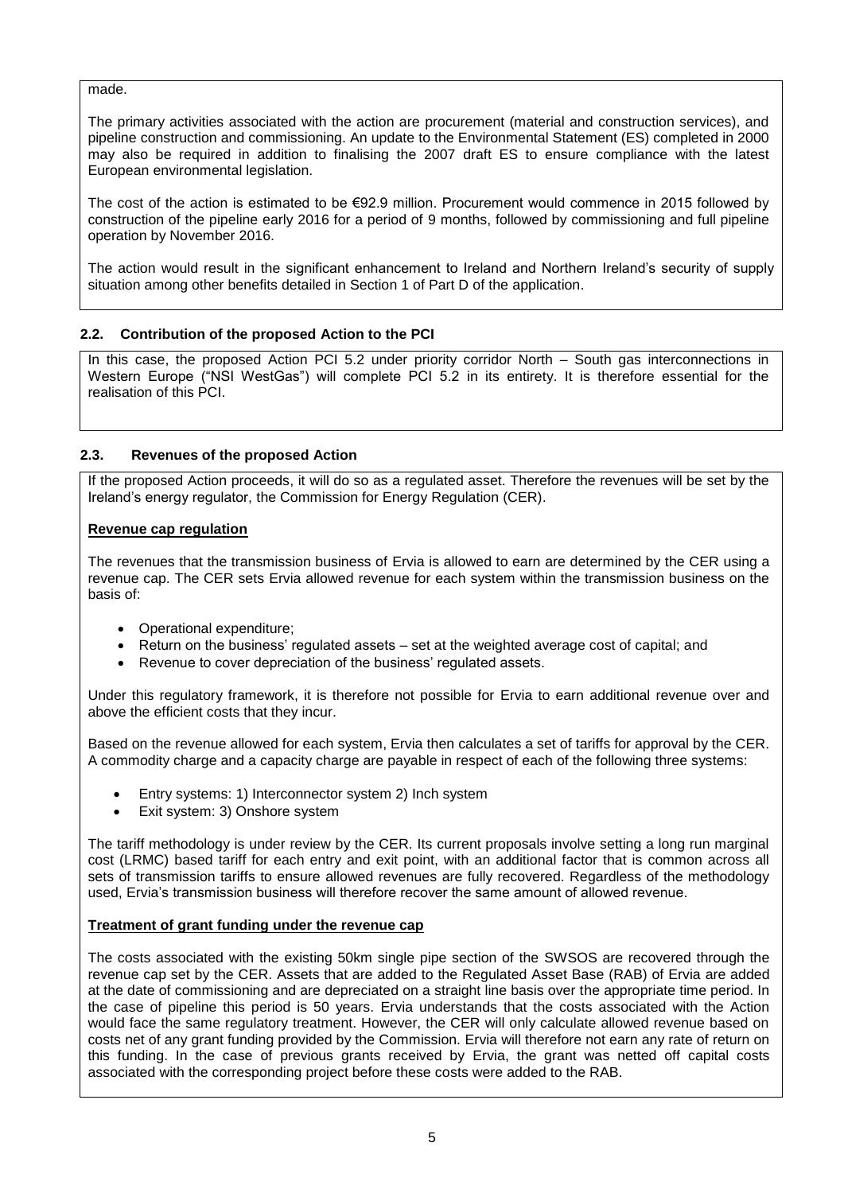made.

The primary activities associated with the action are procurement (material and construction services), and pipeline construction and commissioning. An update to the Environmental Statement (ES) completed in 2000 may also be required in addition to finalising the 2007 draft ES to ensure compliance with the latest European environmental legislation.

The cost of the action is estimated to be €92.9 million. Procurement would commence in 2015 followed by construction of the pipeline early 2016 for a period of 9 months, followed by commissioning and full pipeline operation by November 2016.

The action would result in the significant enhancement to Ireland and Northern Ireland's security of supply situation among other benefits detailed in Section 1 of Part D of the application.

### 2.2. Contribution of the proposed Action to the PCI

In this case, the proposed Action PCI 5.2 under priority corridor North – South gas interconnections in Western Europe ("NSI WestGas") will complete PCI 5.2 in its entirety. It is therefore essential for the realisation of this PCI.

### 2.3. Revenues of the proposed Action

If the proposed Action proceeds, it will do so as a regulated asset. Therefore the revenues will be set by the Ireland's energy regulator, the Commission for Energy Regulation (CER).

**Revenue cap regulation**

The revenues that the transmission business of Ervia is allowed to earn are determined by the CER using a revenue cap. The CER sets Ervia allowed revenue for each system within the transmission business on the basis of:

- Operational expenditure;
- Return on the business' regulated assets – set at the weighted average cost of capital; and
- Revenue to cover depreciation of the business' regulated assets.

Under this regulatory framework, it is therefore not possible for Ervia to earn additional revenue over and above the efficient costs that they incur.

Based on the revenue allowed for each system, Ervia then calculates a set of tariffs for approval by the CER. A commodity charge and a capacity charge are payable in respect of each of the following three systems:

- Entry systems: 1) Interconnector system 2) Inch system
- Exit system: 3) Onshore system

The tariff methodology is under review by the CER. Its current proposals involve setting a long run marginal cost (LRMC) based tariff for each entry and exit point, with an additional factor that is common across all sets of transmission tariffs to ensure allowed revenues are fully recovered. Regardless of the methodology used, Ervia's transmission business will therefore recover the same amount of allowed revenue.

**Treatment of grant funding under the revenue cap**

The costs associated with the existing 50km single pipe section of the SWSOS are recovered through the revenue cap set by the CER. Assets that are added to the Regulated Asset Base (RAB) of Ervia are added at the date of commissioning and are depreciated on a straight line basis over the appropriate time period. In the case of pipeline this period is 50 years. Ervia understands that the costs associated with the Action would face the same regulatory treatment. However, the CER will only calculate allowed revenue based on costs net of any grant funding provided by the Commission. Ervia will therefore not earn any rate of return on this funding. In the case of previous grants received by Ervia, the grant was netted off capital costs associated with the corresponding project before these costs were added to the RAB.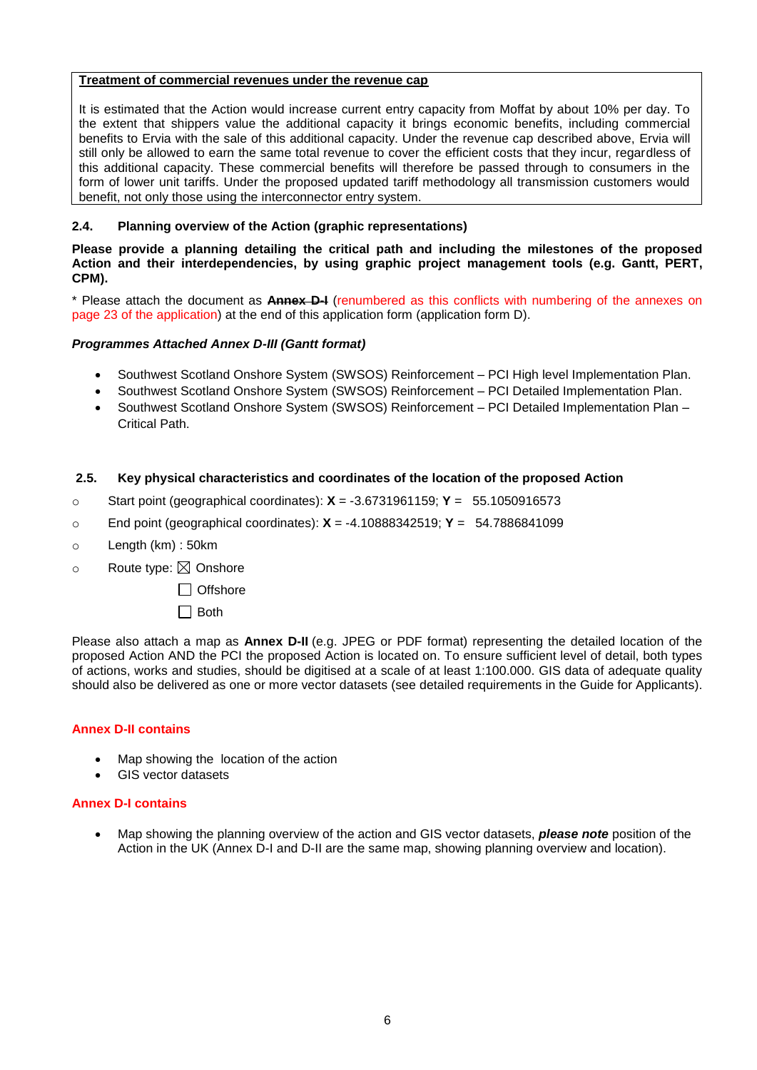**Treatment of commercial revenues under the revenue cap**

It is estimated that the Action would increase current entry capacity from Moffat by about 10% per day. To the extent that shippers value the additional capacity it brings economic benefits, including commercial benefits to Ervia with the sale of this additional capacity. Under the revenue cap described above, Ervia will still only be allowed to earn the same total revenue to cover the efficient costs that they incur, regardless of this additional capacity. These commercial benefits will therefore be passed through to consumers in the form of lower unit tariffs. Under the proposed updated tariff methodology all transmission customers would benefit, not only those using the interconnector entry system.

### 2.4. Planning overview of the Action (graphic representations)

**Please provide a planning detailing the critical path and including the milestones of the proposed Action and their interdependencies, by using graphic project management tools (e.g. Gantt, PERT, CPM).**

\* Please attach the document as **~~Annex D-I~~** (renumbered as this conflicts with numbering of the annexes on page 23 of the application) at the end of this application form (application form D).

***Programmes Attached Annex D-III (Gantt format)***

- Southwest Scotland Onshore System (SWSOS) Reinforcement – PCI High level Implementation Plan.
- Southwest Scotland Onshore System (SWSOS) Reinforcement – PCI Detailed Implementation Plan.
- Southwest Scotland Onshore System (SWSOS) Reinforcement – PCI Detailed Implementation Plan – Critical Path.

### 2.5. Key physical characteristics and coordinates of the location of the proposed Action

- Start point (geographical coordinates): **X** = -3.6731961159; **Y** = 55.1050916573
- End point (geographical coordinates): **X** = -4.10888342519; **Y** = 54.7886841099
- Length (km) : 50km
- Route type: ☒ Onshore
  ☐ Offshore
  ☐ Both

Please also attach a map as **Annex D-II** (e.g. JPEG or PDF format) representing the detailed location of the proposed Action AND the PCI the proposed Action is located on. To ensure sufficient level of detail, both types of actions, works and studies, should be digitised at a scale of at least 1:100.000. GIS data of adequate quality should also be delivered as one or more vector datasets (see detailed requirements in the Guide for Applicants).

**Annex D-II contains**

- Map showing the location of the action
- GIS vector datasets

**Annex D-I contains**

- Map showing the planning overview of the action and GIS vector datasets, ***please note*** position of the Action in the UK (Annex D-I and D-II are the same map, showing planning overview and location).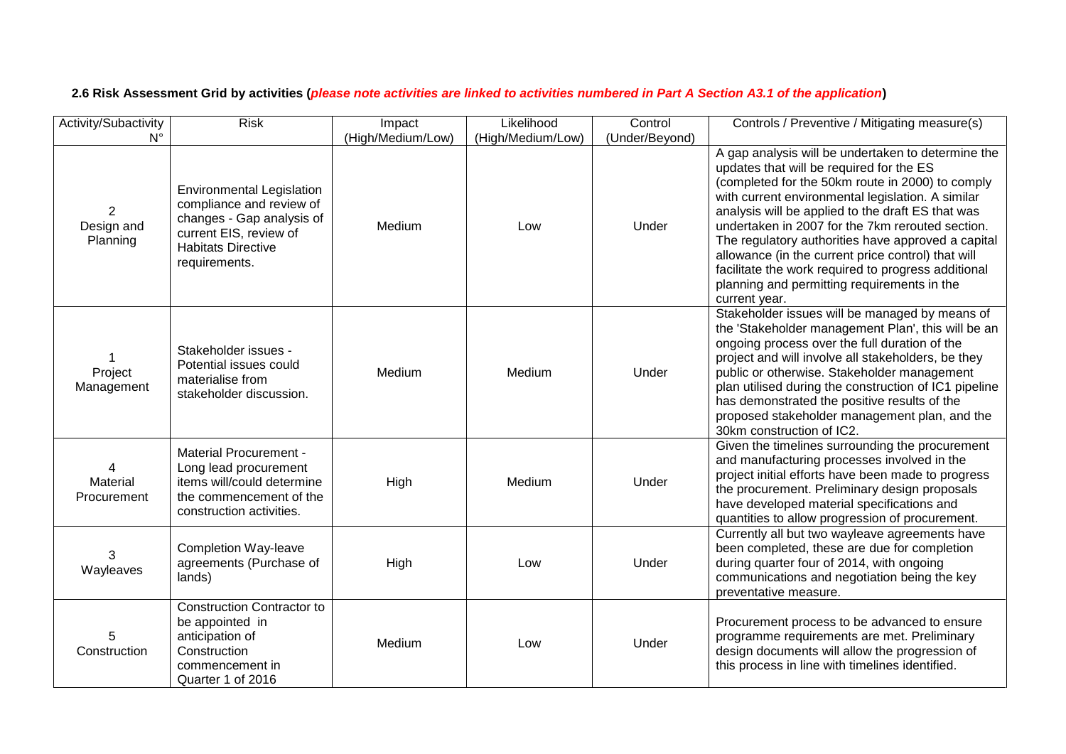**2.6 Risk Assessment Grid by activities (*please note activities are linked to activities numbered in Part A Section A3.1 of the application*)**

| Activity/Subactivity N° | Risk | Impact (High/Medium/Low) | Likelihood (High/Medium/Low) | Control (Under/Beyond) | Controls / Preventive / Mitigating measure(s) |
|---|---|---|---|---|---|
| 2 Design and Planning | Environmental Legislation compliance and review of changes - Gap analysis of current EIS, review of Habitats Directive requirements. | Medium | Low | Under | A gap analysis will be undertaken to determine the updates that will be required for the ES (completed for the 50km route in 2000) to comply with current environmental legislation. A similar analysis will be applied to the draft ES that was undertaken in 2007 for the 7km rerouted section. The regulatory authorities have approved a capital allowance (in the current price control) that will facilitate the work required to progress additional planning and permitting requirements in the current year. |
| 1 Project Management | Stakeholder issues - Potential issues could materialise from stakeholder discussion. | Medium | Medium | Under | Stakeholder issues will be managed by means of the 'Stakeholder management Plan', this will be an ongoing process over the full duration of the project and will involve all stakeholders, be they public or otherwise. Stakeholder management plan utilised during the construction of IC1 pipeline has demonstrated the positive results of the proposed stakeholder management plan, and the 30km construction of IC2. |
| 4 Material Procurement | Material Procurement - Long lead procurement items will/could determine the commencement of the construction activities. | High | Medium | Under | Given the timelines surrounding the procurement and manufacturing processes involved in the project initial efforts have been made to progress the procurement. Preliminary design proposals have developed material specifications and quantities to allow progression of procurement. |
| 3 Wayleaves | Completion Way-leave agreements (Purchase of lands) | High | Low | Under | Currently all but two wayleave agreements have been completed, these are due for completion during quarter four of 2014, with ongoing communications and negotiation being the key preventative measure. |
| 5 Construction | Construction Contractor to be appointed in anticipation of Construction commencement in Quarter 1 of 2016 | Medium | Low | Under | Procurement process to be advanced to ensure programme requirements are met. Preliminary design documents will allow the progression of this process in line with timelines identified. |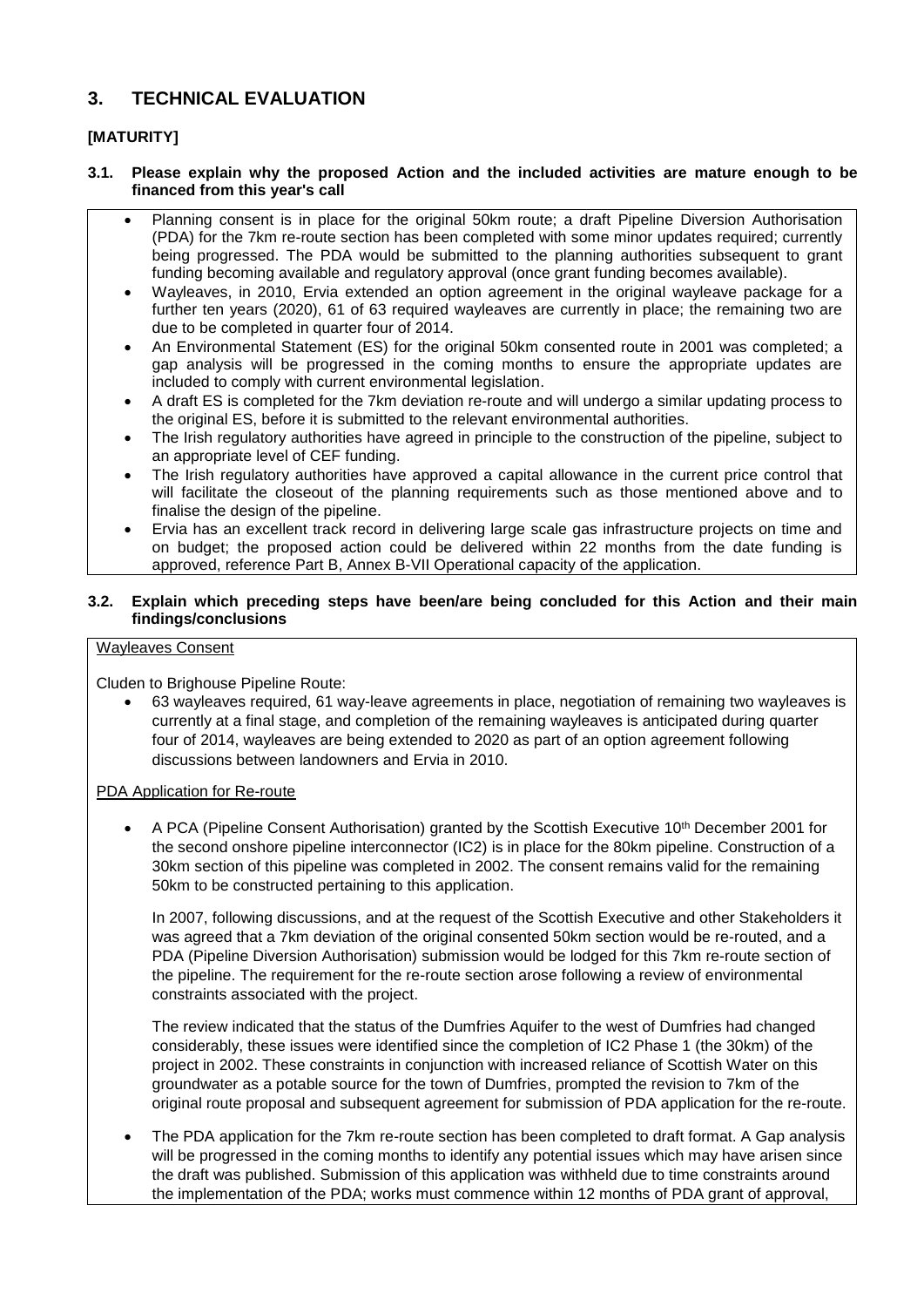## 3. TECHNICAL EVALUATION

### [MATURITY]

**3.1. Please explain why the proposed Action and the included activities are mature enough to be financed from this year's call**

- Planning consent is in place for the original 50km route; a draft Pipeline Diversion Authorisation (PDA) for the 7km re-route section has been completed with some minor updates required; currently being progressed. The PDA would be submitted to the planning authorities subsequent to grant funding becoming available and regulatory approval (once grant funding becomes available).
- Wayleaves, in 2010, Ervia extended an option agreement in the original wayleave package for a further ten years (2020), 61 of 63 required wayleaves are currently in place; the remaining two are due to be completed in quarter four of 2014.
- An Environmental Statement (ES) for the original 50km consented route in 2001 was completed; a gap analysis will be progressed in the coming months to ensure the appropriate updates are included to comply with current environmental legislation.
- A draft ES is completed for the 7km deviation re-route and will undergo a similar updating process to the original ES, before it is submitted to the relevant environmental authorities.
- The Irish regulatory authorities have agreed in principle to the construction of the pipeline, subject to an appropriate level of CEF funding.
- The Irish regulatory authorities have approved a capital allowance in the current price control that will facilitate the closeout of the planning requirements such as those mentioned above and to finalise the design of the pipeline.
- Ervia has an excellent track record in delivering large scale gas infrastructure projects on time and on budget; the proposed action could be delivered within 22 months from the date funding is approved, reference Part B, Annex B-VII Operational capacity of the application.

**3.2. Explain which preceding steps have been/are being concluded for this Action and their main findings/conclusions**

Wayleaves Consent

Cluden to Brighouse Pipeline Route:

- 63 wayleaves required, 61 way-leave agreements in place, negotiation of remaining two wayleaves is currently at a final stage, and completion of the remaining wayleaves is anticipated during quarter four of 2014, wayleaves are being extended to 2020 as part of an option agreement following discussions between landowners and Ervia in 2010.

PDA Application for Re-route

- A PCA (Pipeline Consent Authorisation) granted by the Scottish Executive 10th December 2001 for the second onshore pipeline interconnector (IC2) is in place for the 80km pipeline. Construction of a 30km section of this pipeline was completed in 2002. The consent remains valid for the remaining 50km to be constructed pertaining to this application.

  In 2007, following discussions, and at the request of the Scottish Executive and other Stakeholders it was agreed that a 7km deviation of the original consented 50km section would be re-routed, and a PDA (Pipeline Diversion Authorisation) submission would be lodged for this 7km re-route section of the pipeline. The requirement for the re-route section arose following a review of environmental constraints associated with the project.

  The review indicated that the status of the Dumfries Aquifer to the west of Dumfries had changed considerably, these issues were identified since the completion of IC2 Phase 1 (the 30km) of the project in 2002. These constraints in conjunction with increased reliance of Scottish Water on this groundwater as a potable source for the town of Dumfries, prompted the revision to 7km of the original route proposal and subsequent agreement for submission of PDA application for the re-route.

- The PDA application for the 7km re-route section has been completed to draft format. A Gap analysis will be progressed in the coming months to identify any potential issues which may have arisen since the draft was published. Submission of this application was withheld due to time constraints around the implementation of the PDA; works must commence within 12 months of PDA grant of approval,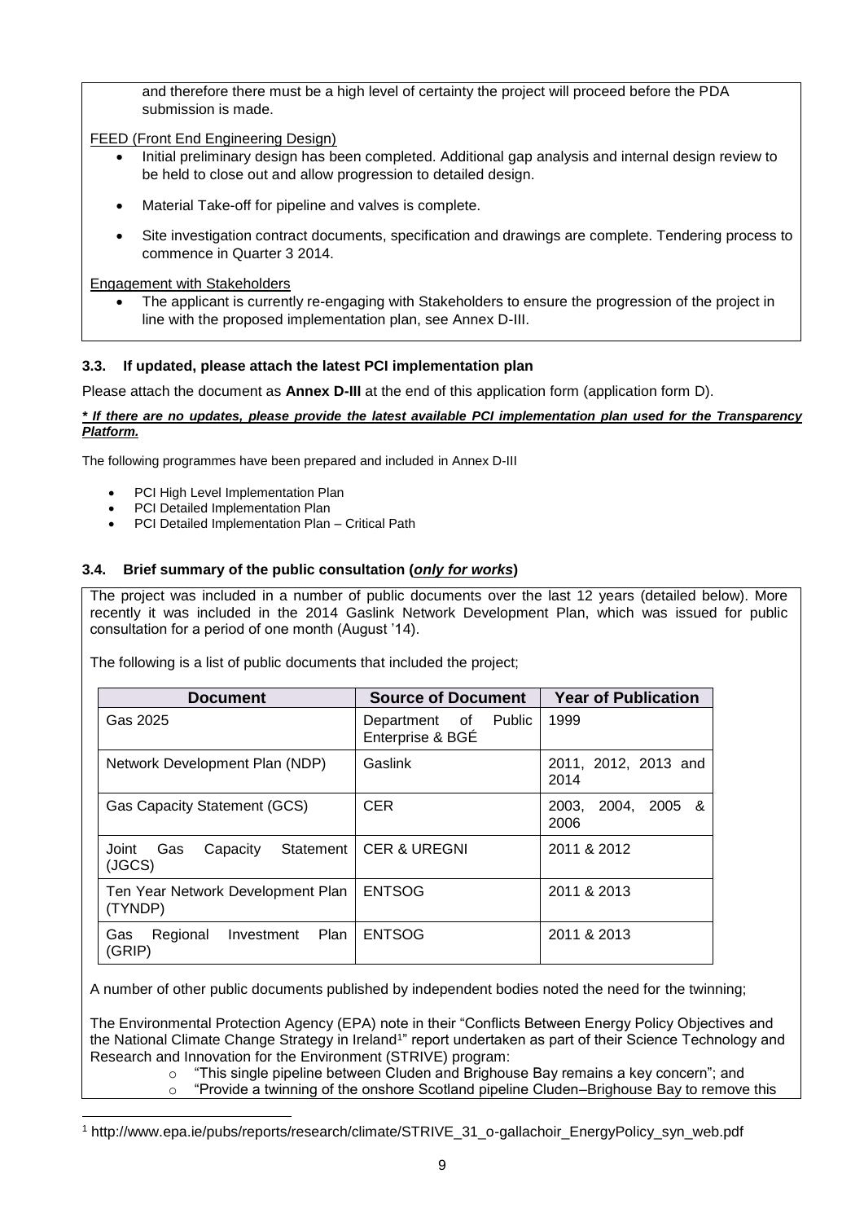and therefore there must be a high level of certainty the project will proceed before the PDA submission is made.

FEED (Front End Engineering Design)

- Initial preliminary design has been completed. Additional gap analysis and internal design review to be held to close out and allow progression to detailed design.
- Material Take-off for pipeline and valves is complete.
- Site investigation contract documents, specification and drawings are complete. Tendering process to commence in Quarter 3 2014.

Engagement with Stakeholders

- The applicant is currently re-engaging with Stakeholders to ensure the progression of the project in line with the proposed implementation plan, see Annex D-III.

### 3.3. If updated, please attach the latest PCI implementation plan

Please attach the document as **Annex D-III** at the end of this application form (application form D).

***\* If there are no updates, please provide the latest available PCI implementation plan used for the Transparency Platform.***

The following programmes have been prepared and included in Annex D-III

- PCI High Level Implementation Plan
- PCI Detailed Implementation Plan
- PCI Detailed Implementation Plan – Critical Path

### 3.4. Brief summary of the public consultation (*only for works*)

The project was included in a number of public documents over the last 12 years (detailed below). More recently it was included in the 2014 Gaslink Network Development Plan, which was issued for public consultation for a period of one month (August '14).

The following is a list of public documents that included the project;

| Document | Source of Document | Year of Publication |
|---|---|---|
| Gas 2025 | Department of Public Enterprise & BGÉ | 1999 |
| Network Development Plan (NDP) | Gaslink | 2011, 2012, 2013 and 2014 |
| Gas Capacity Statement (GCS) | CER | 2003, 2004, 2005 & 2006 |
| Joint Gas Capacity Statement (JGCS) | CER & UREGNI | 2011 & 2012 |
| Ten Year Network Development Plan (TYNDP) | ENTSOG | 2011 & 2013 |
| Gas Regional Investment Plan (GRIP) | ENTSOG | 2011 & 2013 |

A number of other public documents published by independent bodies noted the need for the twinning;

The Environmental Protection Agency (EPA) note in their "Conflicts Between Energy Policy Objectives and the National Climate Change Strategy in Ireland[1]" report undertaken as part of their Science Technology and Research and Innovation for the Environment (STRIVE) program:

- "This single pipeline between Cluden and Brighouse Bay remains a key concern"; and
- "Provide a twinning of the onshore Scotland pipeline Cluden–Brighouse Bay to remove this

[1] http://www.epa.ie/pubs/reports/research/climate/STRIVE_31_o-gallachoir_EnergyPolicy_syn_web.pdf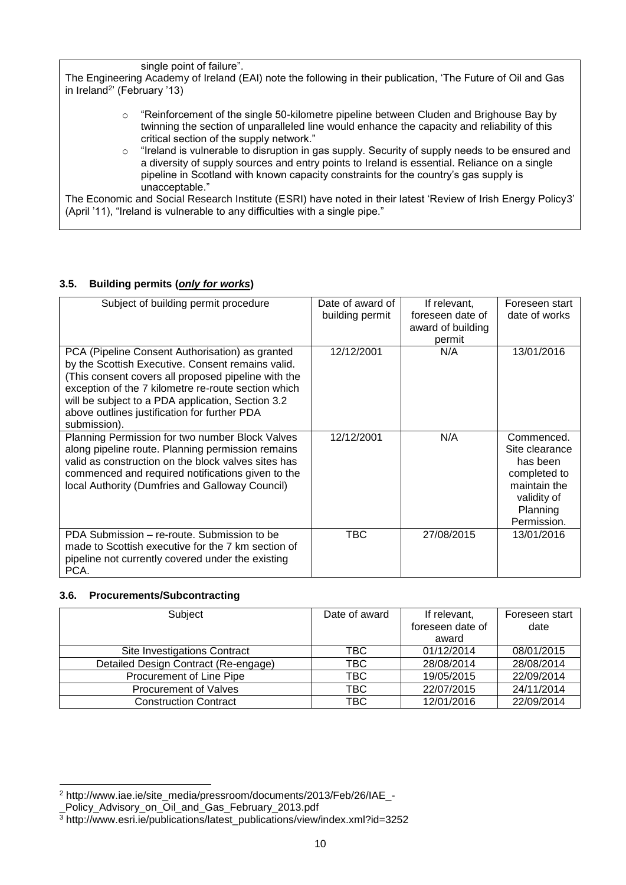single point of failure".

The Engineering Academy of Ireland (EAI) note the following in their publication, 'The Future of Oil and Gas in Ireland[2]' (February '13)

- "Reinforcement of the single 50-kilometre pipeline between Cluden and Brighouse Bay by twinning the section of unparalleled line would enhance the capacity and reliability of this critical section of the supply network."
- "Ireland is vulnerable to disruption in gas supply. Security of supply needs to be ensured and a diversity of supply sources and entry points to Ireland is essential. Reliance on a single pipeline in Scotland with known capacity constraints for the country's gas supply is unacceptable."

The Economic and Social Research Institute (ESRI) have noted in their latest 'Review of Irish Energy Policy3' (April '11), "Ireland is vulnerable to any difficulties with a single pipe."

### 3.5. Building permits (***only for works***)

| Subject of building permit procedure | Date of award of building permit | If relevant, foreseen date of award of building permit | Foreseen start date of works |
|---|---|---|---|
| PCA (Pipeline Consent Authorisation) as granted by the Scottish Executive. Consent remains valid. (This consent covers all proposed pipeline with the exception of the 7 kilometre re-route section which will be subject to a PDA application, Section 3.2 above outlines justification for further PDA submission). | 12/12/2001 | N/A | 13/01/2016 |
| Planning Permission for two number Block Valves along pipeline route. Planning permission remains valid as construction on the block valves sites has commenced and required notifications given to the local Authority (Dumfries and Galloway Council) | 12/12/2001 | N/A | Commenced. Site clearance has been completed to maintain the validity of Planning Permission. |
| PDA Submission – re-route. Submission to be made to Scottish executive for the 7 km section of pipeline not currently covered under the existing PCA. | TBC | 27/08/2015 | 13/01/2016 |

### 3.6. Procurements/Subcontracting

| Subject | Date of award | If relevant, foreseen date of award | Foreseen start date |
|---|---|---|---|
| Site Investigations Contract | TBC | 01/12/2014 | 08/01/2015 |
| Detailed Design Contract (Re-engage) | TBC | 28/08/2014 | 28/08/2014 |
| Procurement of Line Pipe | TBC | 19/05/2015 | 22/09/2014 |
| Procurement of Valves | TBC | 22/07/2015 | 24/11/2014 |
| Construction Contract | TBC | 12/01/2016 | 22/09/2014 |

[2] http://www.iae.ie/site_media/pressroom/documents/2013/Feb/26/IAE_-_Policy_Advisory_on_Oil_and_Gas_February_2013.pdf

[3] http://www.esri.ie/publications/latest_publications/view/index.xml?id=3252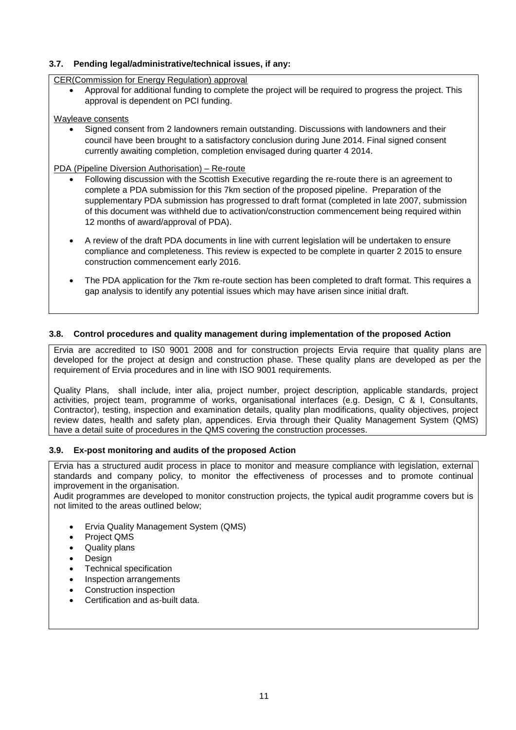### 3.7. Pending legal/administrative/technical issues, if any:

CER(Commission for Energy Regulation) approval

- Approval for additional funding to complete the project will be required to progress the project. This approval is dependent on PCI funding.

Wayleave consents

- Signed consent from 2 landowners remain outstanding. Discussions with landowners and their council have been brought to a satisfactory conclusion during June 2014. Final signed consent currently awaiting completion, completion envisaged during quarter 4 2014.

PDA (Pipeline Diversion Authorisation) – Re-route

- Following discussion with the Scottish Executive regarding the re-route there is an agreement to complete a PDA submission for this 7km section of the proposed pipeline. Preparation of the supplementary PDA submission has progressed to draft format (completed in late 2007, submission of this document was withheld due to activation/construction commencement being required within 12 months of award/approval of PDA).
- A review of the draft PDA documents in line with current legislation will be undertaken to ensure compliance and completeness. This review is expected to be complete in quarter 2 2015 to ensure construction commencement early 2016.
- The PDA application for the 7km re-route section has been completed to draft format. This requires a gap analysis to identify any potential issues which may have arisen since initial draft.

### 3.8. Control procedures and quality management during implementation of the proposed Action

Ervia are accredited to IS0 9001 2008 and for construction projects Ervia require that quality plans are developed for the project at design and construction phase. These quality plans are developed as per the requirement of Ervia procedures and in line with ISO 9001 requirements.

Quality Plans, shall include, inter alia, project number, project description, applicable standards, project activities, project team, programme of works, organisational interfaces (e.g. Design, C & I, Consultants, Contractor), testing, inspection and examination details, quality plan modifications, quality objectives, project review dates, health and safety plan, appendices. Ervia through their Quality Management System (QMS) have a detail suite of procedures in the QMS covering the construction processes.

### 3.9. Ex-post monitoring and audits of the proposed Action

Ervia has a structured audit process in place to monitor and measure compliance with legislation, external standards and company policy, to monitor the effectiveness of processes and to promote continual improvement in the organisation.

Audit programmes are developed to monitor construction projects, the typical audit programme covers but is not limited to the areas outlined below;

- Ervia Quality Management System (QMS)
- Project QMS
- Quality plans
- Design
- Technical specification
- Inspection arrangements
- Construction inspection
- Certification and as-built data.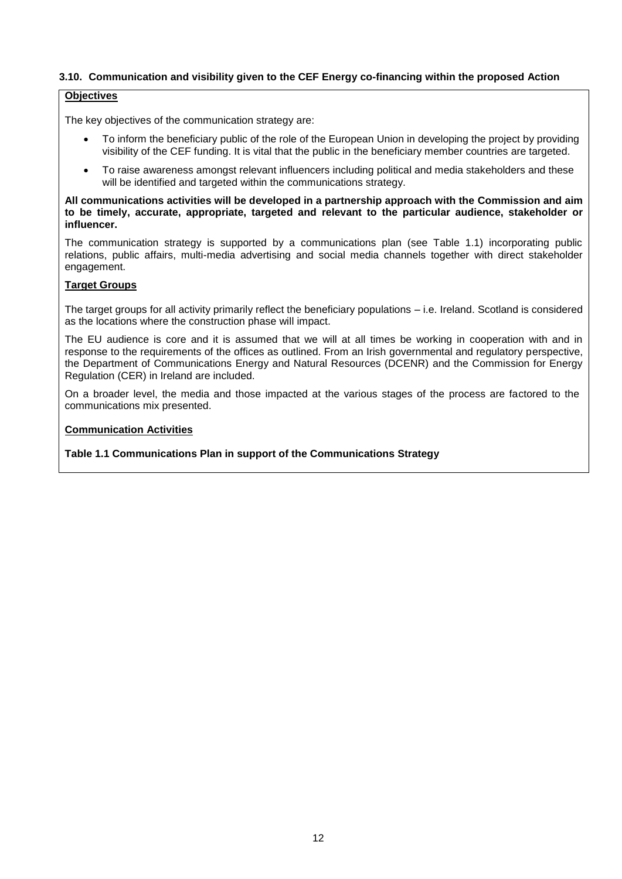### 3.10. Communication and visibility given to the CEF Energy co-financing within the proposed Action

**Objectives**

The key objectives of the communication strategy are:

- To inform the beneficiary public of the role of the European Union in developing the project by providing visibility of the CEF funding. It is vital that the public in the beneficiary member countries are targeted.
- To raise awareness amongst relevant influencers including political and media stakeholders and these will be identified and targeted within the communications strategy.

**All communications activities will be developed in a partnership approach with the Commission and aim to be timely, accurate, appropriate, targeted and relevant to the particular audience, stakeholder or influencer.**

The communication strategy is supported by a communications plan (see Table 1.1) incorporating public relations, public affairs, multi-media advertising and social media channels together with direct stakeholder engagement.

**Target Groups**

The target groups for all activity primarily reflect the beneficiary populations – i.e. Ireland. Scotland is considered as the locations where the construction phase will impact.

The EU audience is core and it is assumed that we will at all times be working in cooperation with and in response to the requirements of the offices as outlined. From an Irish governmental and regulatory perspective, the Department of Communications Energy and Natural Resources (DCENR) and the Commission for Energy Regulation (CER) in Ireland are included.

On a broader level, the media and those impacted at the various stages of the process are factored to the communications mix presented.

**Communication Activities**

**Table 1.1 Communications Plan in support of the Communications Strategy**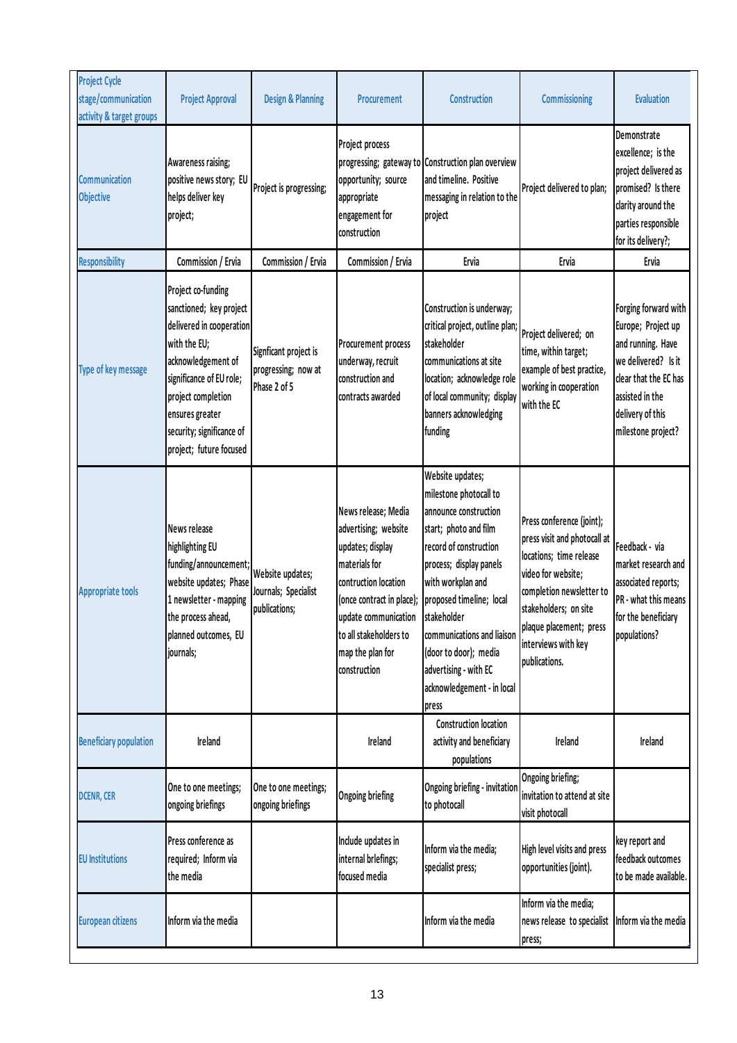| Project Cycle stage/communication activity & target groups | Project Approval | Design & Planning | Procurement | Construction | Commissioning | Evaluation |
|---|---|---|---|---|---|---|
| Communication Objective | Awareness raising; positive news story; EU helps deliver key project; | Project is progressing; | Project process progressing; gateway to opportunity; source appropriate engagement for construction | Construction plan overview and timeline. Positive messaging in relation to the project | Project delivered to plan; | Demonstrate excellence; is the project delivered as promised? Is there clarity around the parties responsible for its delivery?; |
| Responsibility | Commission / Ervia | Commission / Ervia | Commission / Ervia | Ervia | Ervia | Ervia |
| Type of key message | Project co-funding sanctioned; key project delivered in cooperation with the EU; acknowledgement of significance of EU role; project completion ensures greater security; significance of project; future focused | Signficant project is progressing; now at Phase 2 of 5 | Procurement process underway, recruit construction and contracts awarded | Construction is underway; critical project, outline plan; stakeholder communications at site location; acknowledge role of local community; display banners acknowledging funding | Project delivered; on time, within target; example of best practice, working in cooperation with the EC | Forging forward with Europe; Project up and running. Have we delivered? Is it clear that the EC has assisted in the delivery of this milestone project? |
| Appropriate tools | News release highlighting EU funding/announcement; website updates; Phase 1 newsletter - mapping the process ahead, planned outcomes, EU journals; | Website updates; Journals; Specialist publications; | News release; Media advertising; website updates; display materials for contruction location (once contract in place); update communication to all stakeholders to map the plan for construction | Website updates; milestone photocall to announce construction start; photo and film record of construction process; display panels with workplan and proposed timeline; local stakeholder communications and liaison (door to door); media advertising - with EC acknowledgement - in local press | Press conference (joint); press visit and photocall at locations; time release video for website; completion newsletter to stakeholders; on site plaque placement; press interviews with key publications. | Feedback - via market research and associated reports; PR - what this means for the beneficiary populations? |
| Beneficiary population | Ireland | | Ireland | Construction location activity and beneficiary populations | Ireland | Ireland |
| DCENR, CER | One to one meetings; ongoing briefings | One to one meetings; ongoing briefings | Ongoing briefing | Ongoing briefing - invitation to photocall | Ongoing briefing; invitation to attend at site visit photocall | |
| EU Institutions | Press conference as required; Inform via the media | | Include updates in internal brlefings; focused media | Inform via the media; specialist press; | High level visits and press opportunities (joint). | key report and feedback outcomes to be made available. |
| European citizens | Inform via the media | | | Inform via the media | Inform via the media; news release to specialist press; | Inform via the media |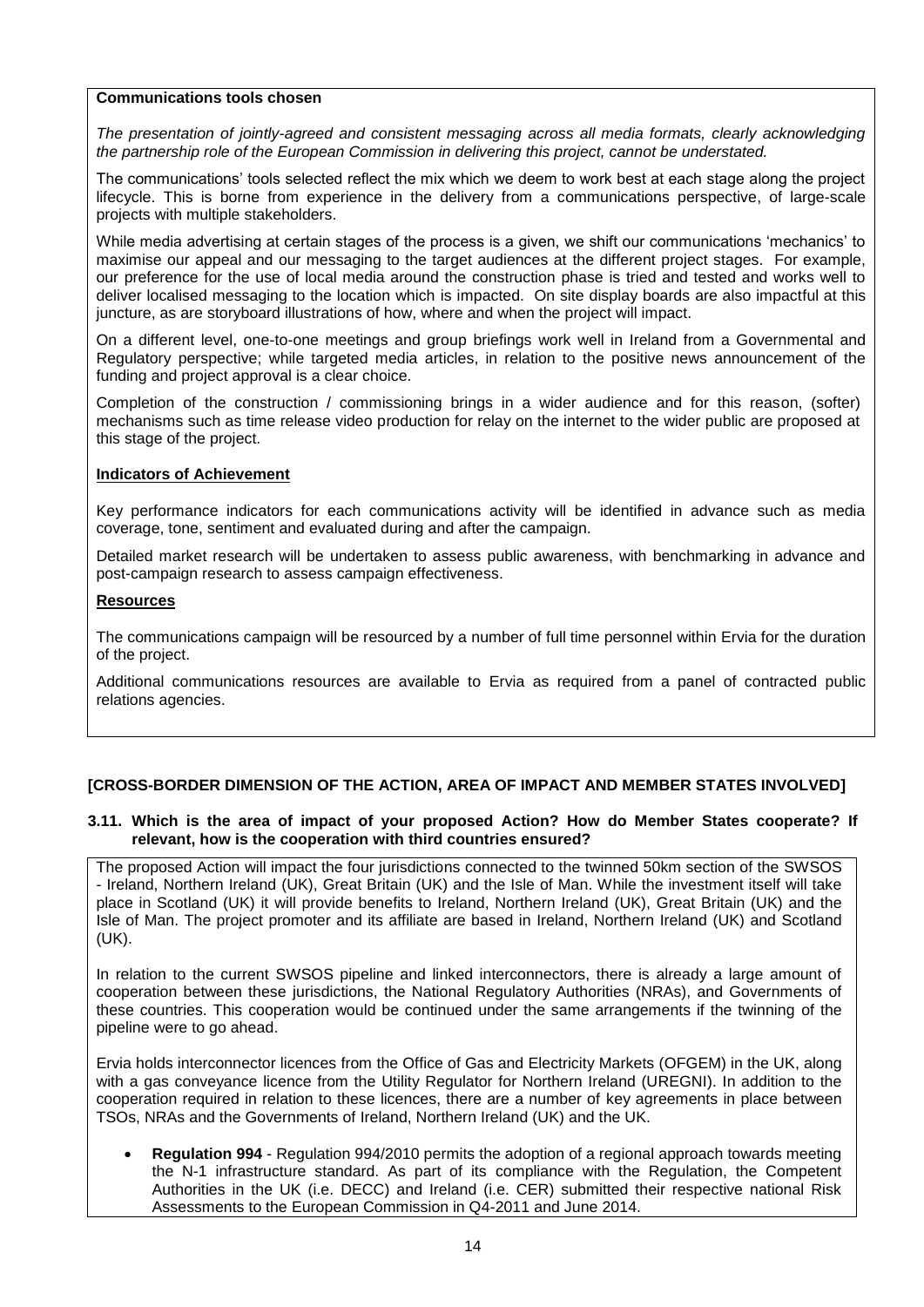**Communications tools chosen**

*The presentation of jointly-agreed and consistent messaging across all media formats, clearly acknowledging the partnership role of the European Commission in delivering this project, cannot be understated.*

The communications' tools selected reflect the mix which we deem to work best at each stage along the project lifecycle. This is borne from experience in the delivery from a communications perspective, of large-scale projects with multiple stakeholders.

While media advertising at certain stages of the process is a given, we shift our communications 'mechanics' to maximise our appeal and our messaging to the target audiences at the different project stages. For example, our preference for the use of local media around the construction phase is tried and tested and works well to deliver localised messaging to the location which is impacted. On site display boards are also impactful at this juncture, as are storyboard illustrations of how, where and when the project will impact.

On a different level, one-to-one meetings and group briefings work well in Ireland from a Governmental and Regulatory perspective; while targeted media articles, in relation to the positive news announcement of the funding and project approval is a clear choice.

Completion of the construction / commissioning brings in a wider audience and for this reason, (softer) mechanisms such as time release video production for relay on the internet to the wider public are proposed at this stage of the project.

**Indicators of Achievement**

Key performance indicators for each communications activity will be identified in advance such as media coverage, tone, sentiment and evaluated during and after the campaign.

Detailed market research will be undertaken to assess public awareness, with benchmarking in advance and post-campaign research to assess campaign effectiveness.

**Resources**

The communications campaign will be resourced by a number of full time personnel within Ervia for the duration of the project.

Additional communications resources are available to Ervia as required from a panel of contracted public relations agencies.

## [CROSS-BORDER DIMENSION OF THE ACTION, AREA OF IMPACT AND MEMBER STATES INVOLVED]

### 3.11. Which is the area of impact of your proposed Action? How do Member States cooperate? If relevant, how is the cooperation with third countries ensured?

The proposed Action will impact the four jurisdictions connected to the twinned 50km section of the SWSOS - Ireland, Northern Ireland (UK), Great Britain (UK) and the Isle of Man. While the investment itself will take place in Scotland (UK) it will provide benefits to Ireland, Northern Ireland (UK), Great Britain (UK) and the Isle of Man. The project promoter and its affiliate are based in Ireland, Northern Ireland (UK) and Scotland (UK).

In relation to the current SWSOS pipeline and linked interconnectors, there is already a large amount of cooperation between these jurisdictions, the National Regulatory Authorities (NRAs), and Governments of these countries. This cooperation would be continued under the same arrangements if the twinning of the pipeline were to go ahead.

Ervia holds interconnector licences from the Office of Gas and Electricity Markets (OFGEM) in the UK, along with a gas conveyance licence from the Utility Regulator for Northern Ireland (UREGNI). In addition to the cooperation required in relation to these licences, there are a number of key agreements in place between TSOs, NRAs and the Governments of Ireland, Northern Ireland (UK) and the UK.

- **Regulation 994** - Regulation 994/2010 permits the adoption of a regional approach towards meeting the N-1 infrastructure standard. As part of its compliance with the Regulation, the Competent Authorities in the UK (i.e. DECC) and Ireland (i.e. CER) submitted their respective national Risk Assessments to the European Commission in Q4-2011 and June 2014.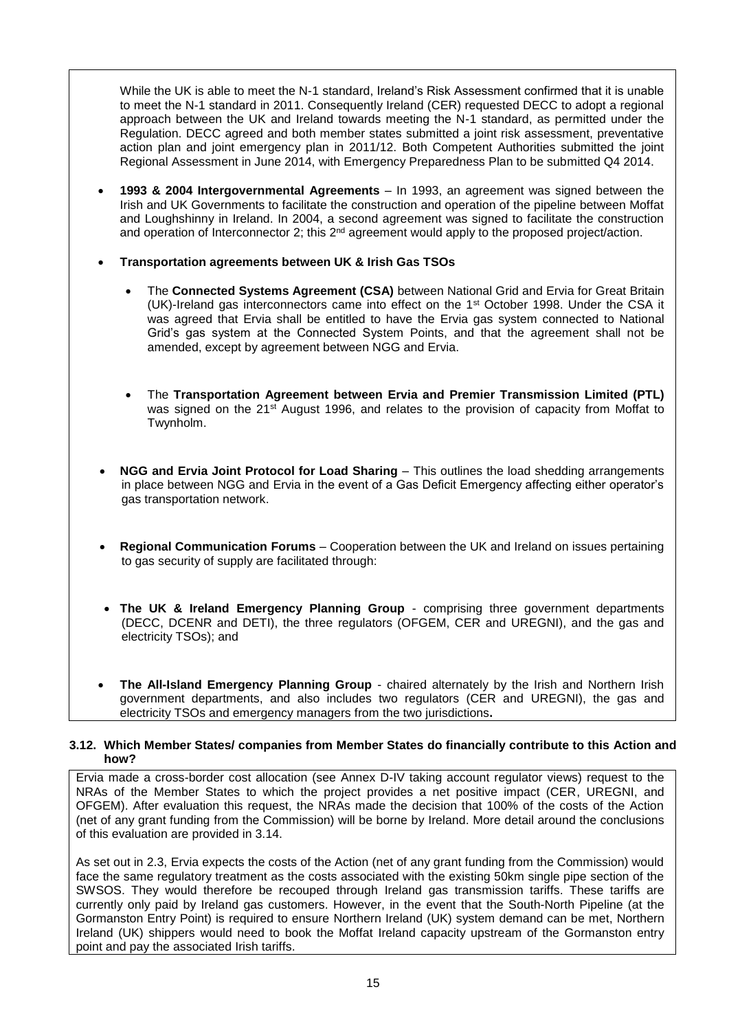While the UK is able to meet the N-1 standard, Ireland's Risk Assessment confirmed that it is unable to meet the N-1 standard in 2011. Consequently Ireland (CER) requested DECC to adopt a regional approach between the UK and Ireland towards meeting the N-1 standard, as permitted under the Regulation. DECC agreed and both member states submitted a joint risk assessment, preventative action plan and joint emergency plan in 2011/12. Both Competent Authorities submitted the joint Regional Assessment in June 2014, with Emergency Preparedness Plan to be submitted Q4 2014.

- **1993 & 2004 Intergovernmental Agreements** – In 1993, an agreement was signed between the Irish and UK Governments to facilitate the construction and operation of the pipeline between Moffat and Loughshinny in Ireland. In 2004, a second agreement was signed to facilitate the construction and operation of Interconnector 2; this 2nd agreement would apply to the proposed project/action.

- **Transportation agreements between UK & Irish Gas TSOs**

  - The **Connected Systems Agreement (CSA)** between National Grid and Ervia for Great Britain (UK)-Ireland gas interconnectors came into effect on the 1st October 1998. Under the CSA it was agreed that Ervia shall be entitled to have the Ervia gas system connected to National Grid's gas system at the Connected System Points, and that the agreement shall not be amended, except by agreement between NGG and Ervia.

  - The **Transportation Agreement between Ervia and Premier Transmission Limited (PTL)** was signed on the 21st August 1996, and relates to the provision of capacity from Moffat to Twynholm.

- **NGG and Ervia Joint Protocol for Load Sharing** – This outlines the load shedding arrangements in place between NGG and Ervia in the event of a Gas Deficit Emergency affecting either operator's gas transportation network.

- **Regional Communication Forums** – Cooperation between the UK and Ireland on issues pertaining to gas security of supply are facilitated through:

- **The UK & Ireland Emergency Planning Group** - comprising three government departments (DECC, DCENR and DETI), the three regulators (OFGEM, CER and UREGNI), and the gas and electricity TSOs); and

- **The All-Island Emergency Planning Group** - chaired alternately by the Irish and Northern Irish government departments, and also includes two regulators (CER and UREGNI), the gas and electricity TSOs and emergency managers from the two jurisdictions**.**

### 3.12. Which Member States/ companies from Member States do financially contribute to this Action and how?

Ervia made a cross-border cost allocation (see Annex D-IV taking account regulator views) request to the NRAs of the Member States to which the project provides a net positive impact (CER, UREGNI, and OFGEM). After evaluation this request, the NRAs made the decision that 100% of the costs of the Action (net of any grant funding from the Commission) will be borne by Ireland. More detail around the conclusions of this evaluation are provided in 3.14.

As set out in 2.3, Ervia expects the costs of the Action (net of any grant funding from the Commission) would face the same regulatory treatment as the costs associated with the existing 50km single pipe section of the SWSOS. They would therefore be recouped through Ireland gas transmission tariffs. These tariffs are currently only paid by Ireland gas customers. However, in the event that the South-North Pipeline (at the Gormanston Entry Point) is required to ensure Northern Ireland (UK) system demand can be met, Northern Ireland (UK) shippers would need to book the Moffat Ireland capacity upstream of the Gormanston entry point and pay the associated Irish tariffs.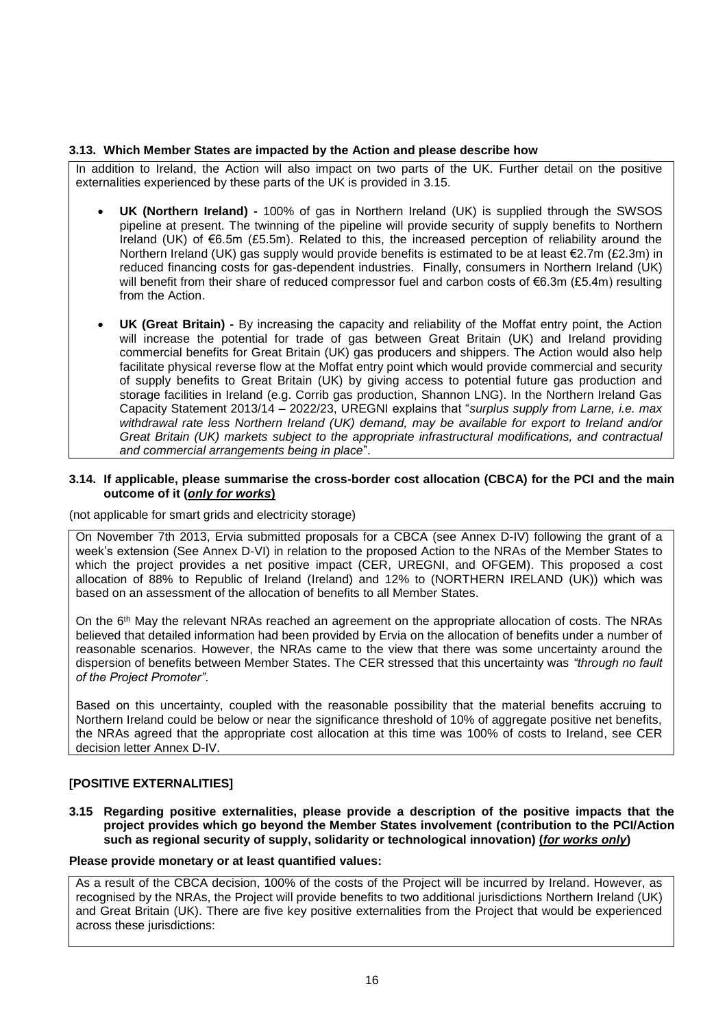### 3.13. Which Member States are impacted by the Action and please describe how

In addition to Ireland, the Action will also impact on two parts of the UK. Further detail on the positive externalities experienced by these parts of the UK is provided in 3.15.

- **UK (Northern Ireland) -** 100% of gas in Northern Ireland (UK) is supplied through the SWSOS pipeline at present. The twinning of the pipeline will provide security of supply benefits to Northern Ireland (UK) of €6.5m (£5.5m). Related to this, the increased perception of reliability around the Northern Ireland (UK) gas supply would provide benefits is estimated to be at least €2.7m (£2.3m) in reduced financing costs for gas-dependent industries. Finally, consumers in Northern Ireland (UK) will benefit from their share of reduced compressor fuel and carbon costs of €6.3m (£5.4m) resulting from the Action.

- **UK (Great Britain) -** By increasing the capacity and reliability of the Moffat entry point, the Action will increase the potential for trade of gas between Great Britain (UK) and Ireland providing commercial benefits for Great Britain (UK) gas producers and shippers. The Action would also help facilitate physical reverse flow at the Moffat entry point which would provide commercial and security of supply benefits to Great Britain (UK) by giving access to potential future gas production and storage facilities in Ireland (e.g. Corrib gas production, Shannon LNG). In the Northern Ireland Gas Capacity Statement 2013/14 – 2022/23, UREGNI explains that "*surplus supply from Larne, i.e. max withdrawal rate less Northern Ireland (UK) demand, may be available for export to Ireland and/or Great Britain (UK) markets subject to the appropriate infrastructural modifications, and contractual and commercial arrangements being in place*".

### 3.14. If applicable, please summarise the cross-border cost allocation (CBCA) for the PCI and the main outcome of it (*only for works*)

(not applicable for smart grids and electricity storage)

On November 7th 2013, Ervia submitted proposals for a CBCA (see Annex D-IV) following the grant of a week's extension (See Annex D-VI) in relation to the proposed Action to the NRAs of the Member States to which the project provides a net positive impact (CER, UREGNI, and OFGEM). This proposed a cost allocation of 88% to Republic of Ireland (Ireland) and 12% to (NORTHERN IRELAND (UK)) which was based on an assessment of the allocation of benefits to all Member States.

On the 6th May the relevant NRAs reached an agreement on the appropriate allocation of costs. The NRAs believed that detailed information had been provided by Ervia on the allocation of benefits under a number of reasonable scenarios. However, the NRAs came to the view that there was some uncertainty around the dispersion of benefits between Member States. The CER stressed that this uncertainty was *"through no fault of the Project Promoter"*.

Based on this uncertainty, coupled with the reasonable possibility that the material benefits accruing to Northern Ireland could be below or near the significance threshold of 10% of aggregate positive net benefits, the NRAs agreed that the appropriate cost allocation at this time was 100% of costs to Ireland, see CER decision letter Annex D-IV.

### [POSITIVE EXTERNALITIES]

### 3.15 Regarding positive externalities, please provide a description of the positive impacts that the project provides which go beyond the Member States involvement (contribution to the PCI/Action such as regional security of supply, solidarity or technological innovation) (*for works only*)

**Please provide monetary or at least quantified values:**

As a result of the CBCA decision, 100% of the costs of the Project will be incurred by Ireland. However, as recognised by the NRAs, the Project will provide benefits to two additional jurisdictions Northern Ireland (UK) and Great Britain (UK). There are five key positive externalities from the Project that would be experienced across these jurisdictions: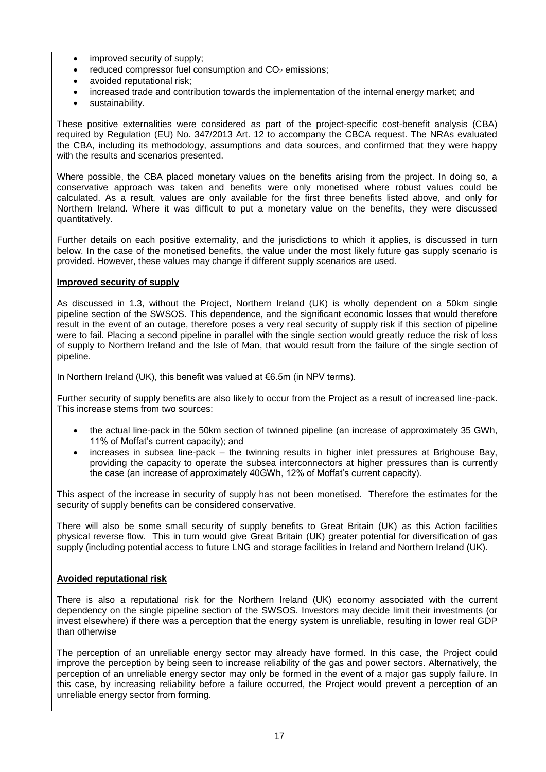- improved security of supply;
- reduced compressor fuel consumption and $CO_2$ emissions;
- avoided reputational risk;
- increased trade and contribution towards the implementation of the internal energy market; and
- sustainability.

These positive externalities were considered as part of the project-specific cost-benefit analysis (CBA) required by Regulation (EU) No. 347/2013 Art. 12 to accompany the CBCA request. The NRAs evaluated the CBA, including its methodology, assumptions and data sources, and confirmed that they were happy with the results and scenarios presented.

Where possible, the CBA placed monetary values on the benefits arising from the project. In doing so, a conservative approach was taken and benefits were only monetised where robust values could be calculated. As a result, values are only available for the first three benefits listed above, and only for Northern Ireland. Where it was difficult to put a monetary value on the benefits, they were discussed quantitatively.

Further details on each positive externality, and the jurisdictions to which it applies, is discussed in turn below. In the case of the monetised benefits, the value under the most likely future gas supply scenario is provided. However, these values may change if different supply scenarios are used.

**Improved security of supply**

As discussed in 1.3, without the Project, Northern Ireland (UK) is wholly dependent on a 50km single pipeline section of the SWSOS. This dependence, and the significant economic losses that would therefore result in the event of an outage, therefore poses a very real security of supply risk if this section of pipeline were to fail. Placing a second pipeline in parallel with the single section would greatly reduce the risk of loss of supply to Northern Ireland and the Isle of Man, that would result from the failure of the single section of pipeline.

In Northern Ireland (UK), this benefit was valued at €6.5m (in NPV terms).

Further security of supply benefits are also likely to occur from the Project as a result of increased line-pack. This increase stems from two sources:

- the actual line-pack in the 50km section of twinned pipeline (an increase of approximately 35 GWh, 11% of Moffat's current capacity); and
- increases in subsea line-pack – the twinning results in higher inlet pressures at Brighouse Bay, providing the capacity to operate the subsea interconnectors at higher pressures than is currently the case (an increase of approximately 40GWh, 12% of Moffat's current capacity).

This aspect of the increase in security of supply has not been monetised. Therefore the estimates for the security of supply benefits can be considered conservative.

There will also be some small security of supply benefits to Great Britain (UK) as this Action facilities physical reverse flow. This in turn would give Great Britain (UK) greater potential for diversification of gas supply (including potential access to future LNG and storage facilities in Ireland and Northern Ireland (UK).

**Avoided reputational risk**

There is also a reputational risk for the Northern Ireland (UK) economy associated with the current dependency on the single pipeline section of the SWSOS. Investors may decide limit their investments (or invest elsewhere) if there was a perception that the energy system is unreliable, resulting in lower real GDP than otherwise

The perception of an unreliable energy sector may already have formed. In this case, the Project could improve the perception by being seen to increase reliability of the gas and power sectors. Alternatively, the perception of an unreliable energy sector may only be formed in the event of a major gas supply failure. In this case, by increasing reliability before a failure occurred, the Project would prevent a perception of an unreliable energy sector from forming.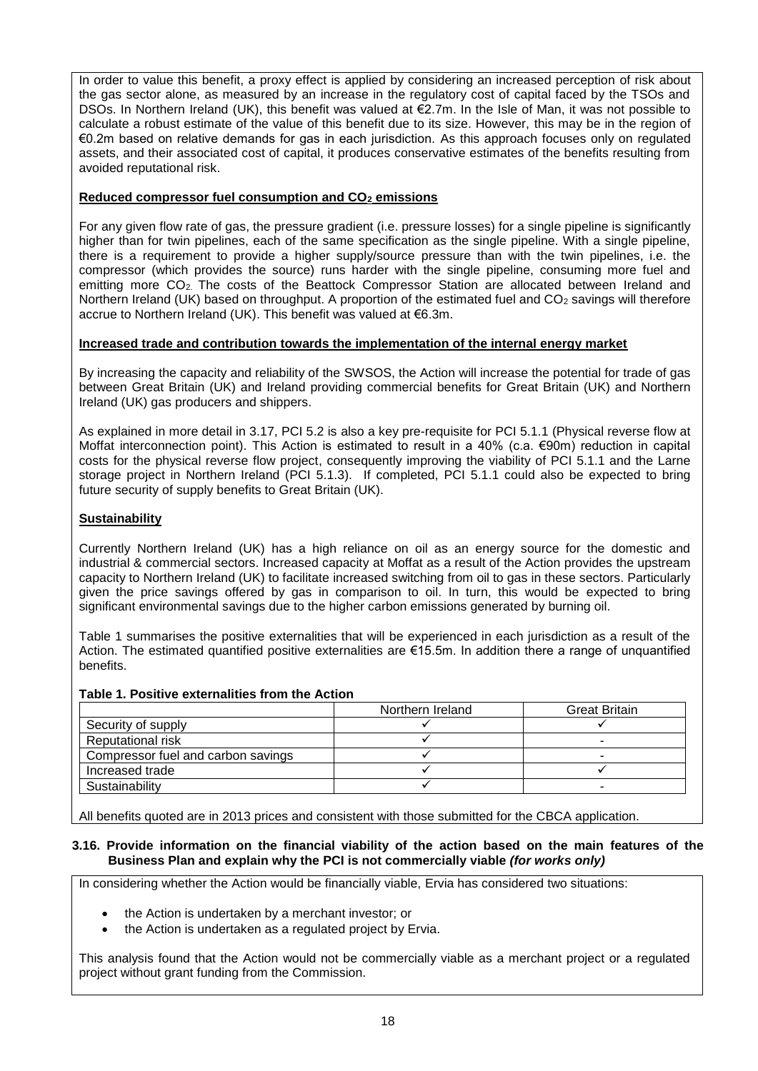In order to value this benefit, a proxy effect is applied by considering an increased perception of risk about the gas sector alone, as measured by an increase in the regulatory cost of capital faced by the TSOs and DSOs. In Northern Ireland (UK), this benefit was valued at €2.7m. In the Isle of Man, it was not possible to calculate a robust estimate of the value of this benefit due to its size. However, this may be in the region of €0.2m based on relative demands for gas in each jurisdiction. As this approach focuses only on regulated assets, and their associated cost of capital, it produces conservative estimates of the benefits resulting from avoided reputational risk.

**Reduced compressor fuel consumption and $CO_2$ emissions**

For any given flow rate of gas, the pressure gradient (i.e. pressure losses) for a single pipeline is significantly higher than for twin pipelines, each of the same specification as the single pipeline. With a single pipeline, there is a requirement to provide a higher supply/source pressure than with the twin pipelines, i.e. the compressor (which provides the source) runs harder with the single pipeline, consuming more fuel and emitting more $CO_2$. The costs of the Beattock Compressor Station are allocated between Ireland and Northern Ireland (UK) based on throughput. A proportion of the estimated fuel and $CO_2$ savings will therefore accrue to Northern Ireland (UK). This benefit was valued at €6.3m.

**Increased trade and contribution towards the implementation of the internal energy market**

By increasing the capacity and reliability of the SWSOS, the Action will increase the potential for trade of gas between Great Britain (UK) and Ireland providing commercial benefits for Great Britain (UK) and Northern Ireland (UK) gas producers and shippers.

As explained in more detail in 3.17, PCI 5.2 is also a key pre-requisite for PCI 5.1.1 (Physical reverse flow at Moffat interconnection point). This Action is estimated to result in a 40% (c.a. €90m) reduction in capital costs for the physical reverse flow project, consequently improving the viability of PCI 5.1.1 and the Larne storage project in Northern Ireland (PCI 5.1.3). If completed, PCI 5.1.1 could also be expected to bring future security of supply benefits to Great Britain (UK).

**Sustainability**

Currently Northern Ireland (UK) has a high reliance on oil as an energy source for the domestic and industrial & commercial sectors. Increased capacity at Moffat as a result of the Action provides the upstream capacity to Northern Ireland (UK) to facilitate increased switching from oil to gas in these sectors. Particularly given the price savings offered by gas in comparison to oil. In turn, this would be expected to bring significant environmental savings due to the higher carbon emissions generated by burning oil.

Table 1 summarises the positive externalities that will be experienced in each jurisdiction as a result of the Action. The estimated quantified positive externalities are €15.5m. In addition there a range of unquantified benefits.

**Table 1. Positive externalities from the Action**

| | Northern Ireland | Great Britain |
|---|---|---|
| Security of supply | ✓ | ✓ |
| Reputational risk | ✓ | - |
| Compressor fuel and carbon savings | ✓ | - |
| Increased trade | ✓ | ✓ |
| Sustainability | ✓ | - |

All benefits quoted are in 2013 prices and consistent with those submitted for the CBCA application.

**3.16. Provide information on the financial viability of the action based on the main features of the Business Plan and explain why the PCI is not commercially viable *(for works only)***

In considering whether the Action would be financially viable, Ervia has considered two situations:

- the Action is undertaken by a merchant investor; or
- the Action is undertaken as a regulated project by Ervia.

This analysis found that the Action would not be commercially viable as a merchant project or a regulated project without grant funding from the Commission.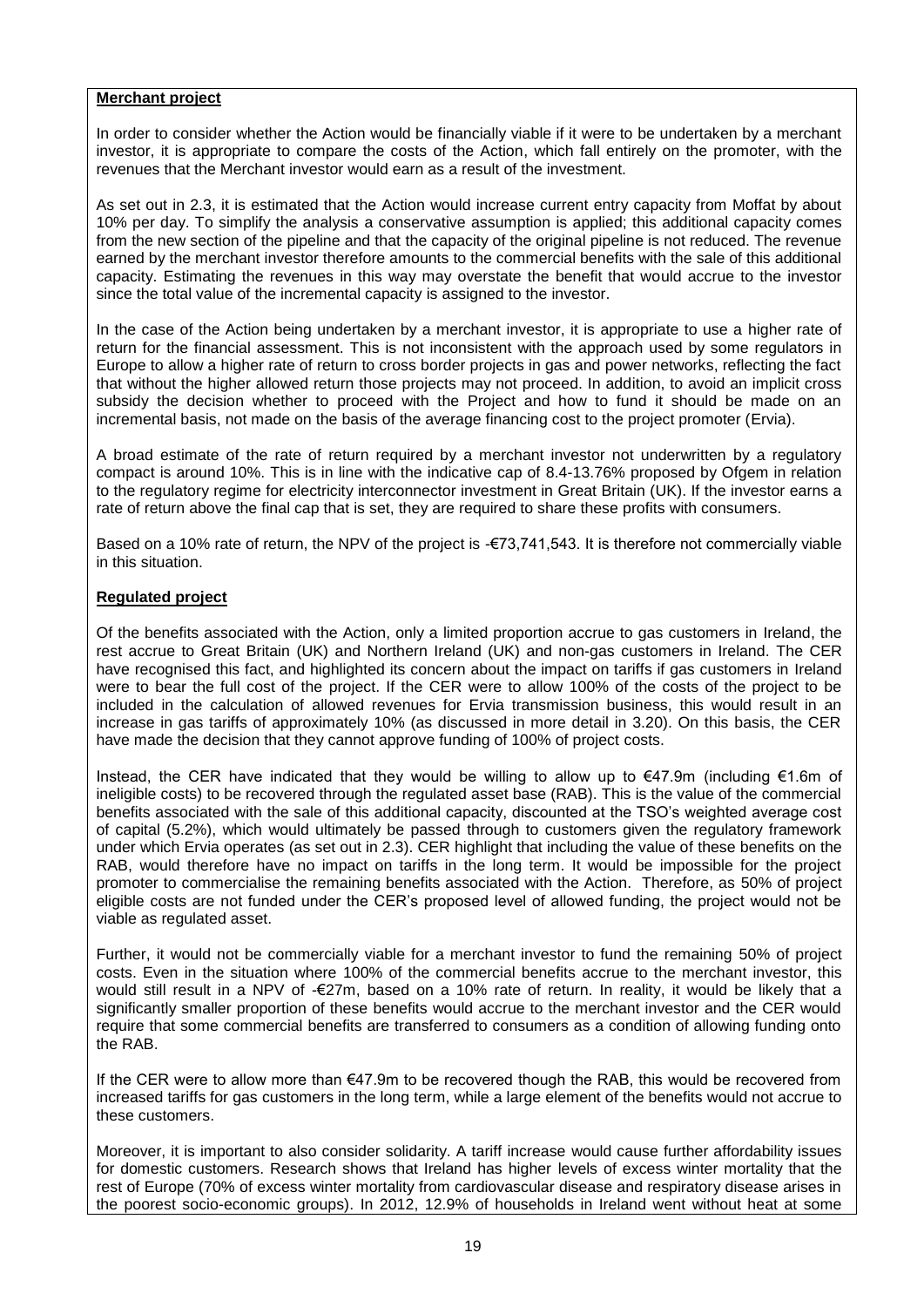**Merchant project**

In order to consider whether the Action would be financially viable if it were to be undertaken by a merchant investor, it is appropriate to compare the costs of the Action, which fall entirely on the promoter, with the revenues that the Merchant investor would earn as a result of the investment.

As set out in 2.3, it is estimated that the Action would increase current entry capacity from Moffat by about 10% per day. To simplify the analysis a conservative assumption is applied; this additional capacity comes from the new section of the pipeline and that the capacity of the original pipeline is not reduced. The revenue earned by the merchant investor therefore amounts to the commercial benefits with the sale of this additional capacity. Estimating the revenues in this way may overstate the benefit that would accrue to the investor since the total value of the incremental capacity is assigned to the investor.

In the case of the Action being undertaken by a merchant investor, it is appropriate to use a higher rate of return for the financial assessment. This is not inconsistent with the approach used by some regulators in Europe to allow a higher rate of return to cross border projects in gas and power networks, reflecting the fact that without the higher allowed return those projects may not proceed. In addition, to avoid an implicit cross subsidy the decision whether to proceed with the Project and how to fund it should be made on an incremental basis, not made on the basis of the average financing cost to the project promoter (Ervia).

A broad estimate of the rate of return required by a merchant investor not underwritten by a regulatory compact is around 10%. This is in line with the indicative cap of 8.4-13.76% proposed by Ofgem in relation to the regulatory regime for electricity interconnector investment in Great Britain (UK). If the investor earns a rate of return above the final cap that is set, they are required to share these profits with consumers.

Based on a 10% rate of return, the NPV of the project is -€73,741,543. It is therefore not commercially viable in this situation.

**Regulated project**

Of the benefits associated with the Action, only a limited proportion accrue to gas customers in Ireland, the rest accrue to Great Britain (UK) and Northern Ireland (UK) and non-gas customers in Ireland. The CER have recognised this fact, and highlighted its concern about the impact on tariffs if gas customers in Ireland were to bear the full cost of the project. If the CER were to allow 100% of the costs of the project to be included in the calculation of allowed revenues for Ervia transmission business, this would result in an increase in gas tariffs of approximately 10% (as discussed in more detail in 3.20). On this basis, the CER have made the decision that they cannot approve funding of 100% of project costs.

Instead, the CER have indicated that they would be willing to allow up to €47.9m (including €1.6m of ineligible costs) to be recovered through the regulated asset base (RAB). This is the value of the commercial benefits associated with the sale of this additional capacity, discounted at the TSO's weighted average cost of capital (5.2%), which would ultimately be passed through to customers given the regulatory framework under which Ervia operates (as set out in 2.3). CER highlight that including the value of these benefits on the RAB, would therefore have no impact on tariffs in the long term. It would be impossible for the project promoter to commercialise the remaining benefits associated with the Action. Therefore, as 50% of project eligible costs are not funded under the CER's proposed level of allowed funding, the project would not be viable as regulated asset.

Further, it would not be commercially viable for a merchant investor to fund the remaining 50% of project costs. Even in the situation where 100% of the commercial benefits accrue to the merchant investor, this would still result in a NPV of -€27m, based on a 10% rate of return. In reality, it would be likely that a significantly smaller proportion of these benefits would accrue to the merchant investor and the CER would require that some commercial benefits are transferred to consumers as a condition of allowing funding onto the RAB.

If the CER were to allow more than €47.9m to be recovered though the RAB, this would be recovered from increased tariffs for gas customers in the long term, while a large element of the benefits would not accrue to these customers.

Moreover, it is important to also consider solidarity. A tariff increase would cause further affordability issues for domestic customers. Research shows that Ireland has higher levels of excess winter mortality that the rest of Europe (70% of excess winter mortality from cardiovascular disease and respiratory disease arises in the poorest socio-economic groups). In 2012, 12.9% of households in Ireland went without heat at some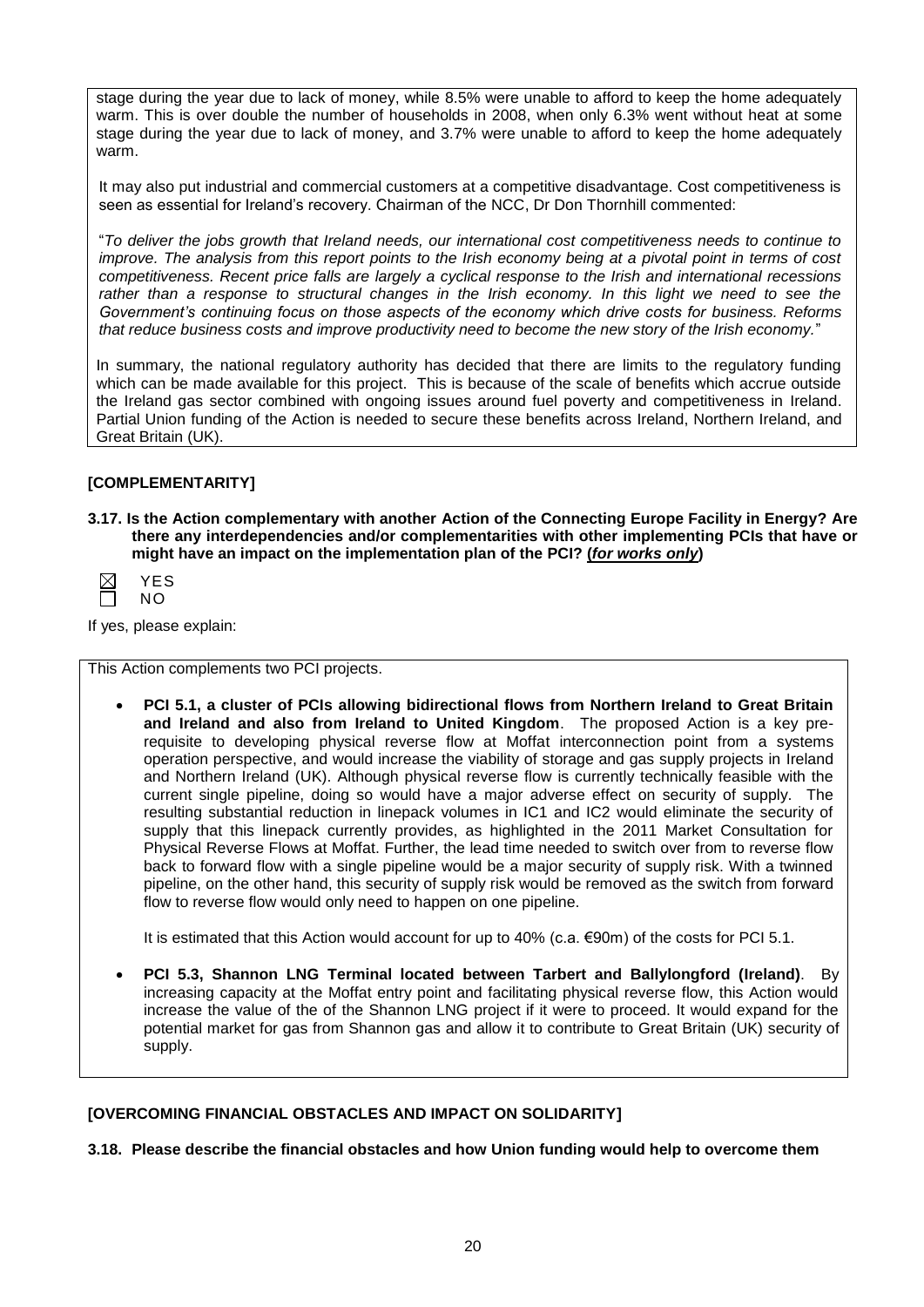stage during the year due to lack of money, while 8.5% were unable to afford to keep the home adequately warm. This is over double the number of households in 2008, when only 6.3% went without heat at some stage during the year due to lack of money, and 3.7% were unable to afford to keep the home adequately warm.

It may also put industrial and commercial customers at a competitive disadvantage. Cost competitiveness is seen as essential for Ireland's recovery. Chairman of the NCC, Dr Don Thornhill commented:

"*To deliver the jobs growth that Ireland needs, our international cost competitiveness needs to continue to improve. The analysis from this report points to the Irish economy being at a pivotal point in terms of cost competitiveness. Recent price falls are largely a cyclical response to the Irish and international recessions rather than a response to structural changes in the Irish economy. In this light we need to see the Government's continuing focus on those aspects of the economy which drive costs for business. Reforms that reduce business costs and improve productivity need to become the new story of the Irish economy.*"

In summary, the national regulatory authority has decided that there are limits to the regulatory funding which can be made available for this project. This is because of the scale of benefits which accrue outside the Ireland gas sector combined with ongoing issues around fuel poverty and competitiveness in Ireland. Partial Union funding of the Action is needed to secure these benefits across Ireland, Northern Ireland, and Great Britain (UK).

**[COMPLEMENTARITY]**

**3.17. Is the Action complementary with another Action of the Connecting Europe Facility in Energy? Are there any interdependencies and/or complementarities with other implementing PCIs that have or might have an impact on the implementation plan of the PCI? (*for works only*)**

☒ YES
☐ NO

If yes, please explain:

This Action complements two PCI projects.

- **PCI 5.1, a cluster of PCIs allowing bidirectional flows from Northern Ireland to Great Britain and Ireland and also from Ireland to United Kingdom**. The proposed Action is a key pre-requisite to developing physical reverse flow at Moffat interconnection point from a systems operation perspective, and would increase the viability of storage and gas supply projects in Ireland and Northern Ireland (UK). Although physical reverse flow is currently technically feasible with the current single pipeline, doing so would have a major adverse effect on security of supply. The resulting substantial reduction in linepack volumes in IC1 and IC2 would eliminate the security of supply that this linepack currently provides, as highlighted in the 2011 Market Consultation for Physical Reverse Flows at Moffat. Further, the lead time needed to switch over from to reverse flow back to forward flow with a single pipeline would be a major security of supply risk. With a twinned pipeline, on the other hand, this security of supply risk would be removed as the switch from forward flow to reverse flow would only need to happen on one pipeline.

  It is estimated that this Action would account for up to 40% (c.a. €90m) of the costs for PCI 5.1.

- **PCI 5.3, Shannon LNG Terminal located between Tarbert and Ballylongford (Ireland)**. By increasing capacity at the Moffat entry point and facilitating physical reverse flow, this Action would increase the value of the of the Shannon LNG project if it were to proceed. It would expand for the potential market for gas from Shannon gas and allow it to contribute to Great Britain (UK) security of supply.

**[OVERCOMING FINANCIAL OBSTACLES AND IMPACT ON SOLIDARITY]**

**3.18. Please describe the financial obstacles and how Union funding would help to overcome them**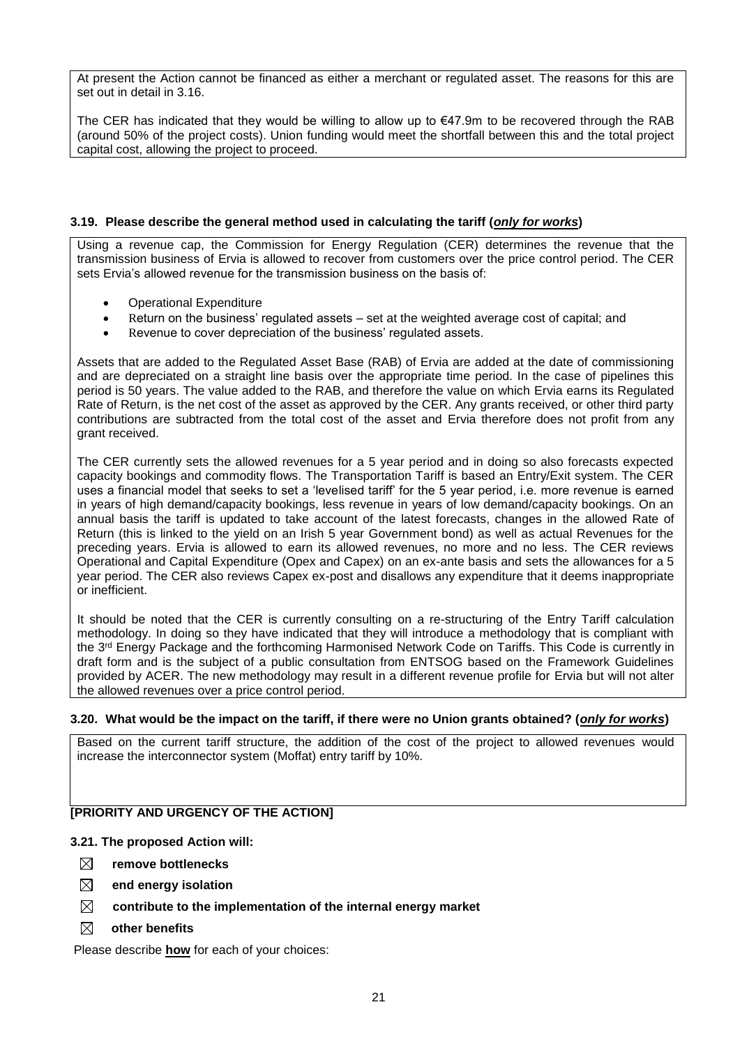At present the Action cannot be financed as either a merchant or regulated asset. The reasons for this are set out in detail in 3.16.

The CER has indicated that they would be willing to allow up to €47.9m to be recovered through the RAB (around 50% of the project costs). Union funding would meet the shortfall between this and the total project capital cost, allowing the project to proceed.

### 3.19. Please describe the general method used in calculating the tariff (***only for works***)

Using a revenue cap, the Commission for Energy Regulation (CER) determines the revenue that the transmission business of Ervia is allowed to recover from customers over the price control period. The CER sets Ervia's allowed revenue for the transmission business on the basis of:

- Operational Expenditure
- Return on the business' regulated assets – set at the weighted average cost of capital; and
- Revenue to cover depreciation of the business' regulated assets.

Assets that are added to the Regulated Asset Base (RAB) of Ervia are added at the date of commissioning and are depreciated on a straight line basis over the appropriate time period. In the case of pipelines this period is 50 years. The value added to the RAB, and therefore the value on which Ervia earns its Regulated Rate of Return, is the net cost of the asset as approved by the CER. Any grants received, or other third party contributions are subtracted from the total cost of the asset and Ervia therefore does not profit from any grant received.

The CER currently sets the allowed revenues for a 5 year period and in doing so also forecasts expected capacity bookings and commodity flows. The Transportation Tariff is based an Entry/Exit system. The CER uses a financial model that seeks to set a 'levelised tariff' for the 5 year period, i.e. more revenue is earned in years of high demand/capacity bookings, less revenue in years of low demand/capacity bookings. On an annual basis the tariff is updated to take account of the latest forecasts, changes in the allowed Rate of Return (this is linked to the yield on an Irish 5 year Government bond) as well as actual Revenues for the preceding years. Ervia is allowed to earn its allowed revenues, no more and no less. The CER reviews Operational and Capital Expenditure (Opex and Capex) on an ex-ante basis and sets the allowances for a 5 year period. The CER also reviews Capex ex-post and disallows any expenditure that it deems inappropriate or inefficient.

It should be noted that the CER is currently consulting on a re-structuring of the Entry Tariff calculation methodology. In doing so they have indicated that they will introduce a methodology that is compliant with the 3rd Energy Package and the forthcoming Harmonised Network Code on Tariffs. This Code is currently in draft form and is the subject of a public consultation from ENTSOG based on the Framework Guidelines provided by ACER. The new methodology may result in a different revenue profile for Ervia but will not alter the allowed revenues over a price control period.

### 3.20. What would be the impact on the tariff, if there were no Union grants obtained? (***only for works***)

Based on the current tariff structure, the addition of the cost of the project to allowed revenues would increase the interconnector system (Moffat) entry tariff by 10%.

**[PRIORITY AND URGENCY OF THE ACTION]**

### 3.21. The proposed Action will:

- ☒ **remove bottlenecks**
- ☒ **end energy isolation**
- ☒ **contribute to the implementation of the internal energy market**
- ☒ **other benefits**

Please describe **how** for each of your choices: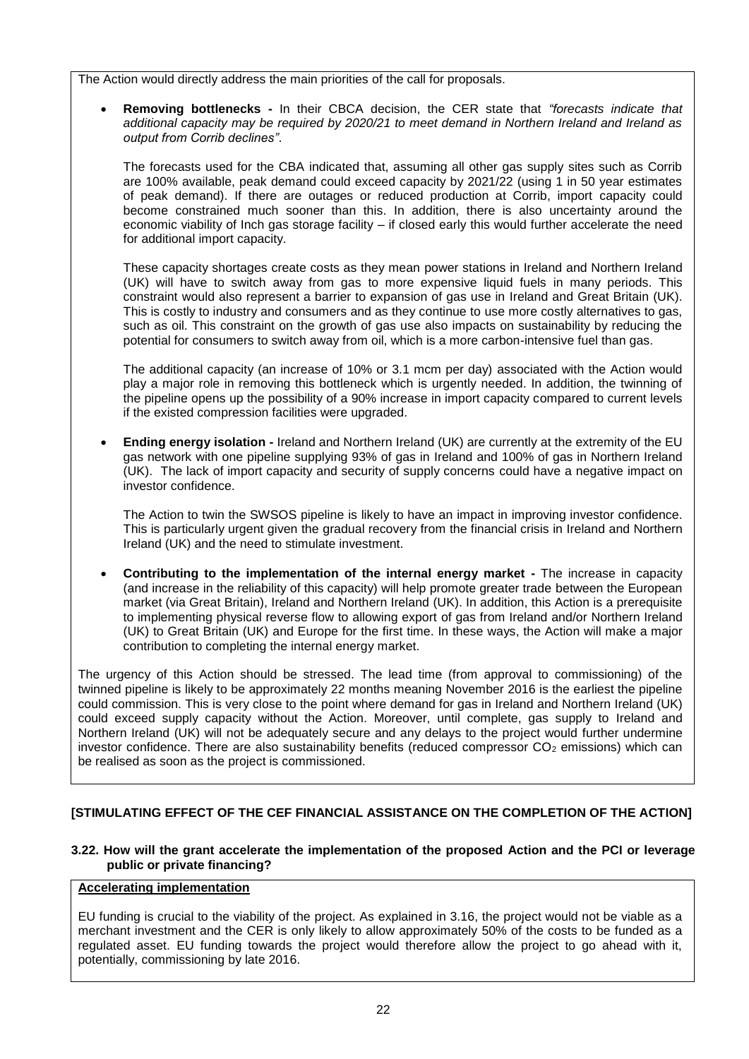The Action would directly address the main priorities of the call for proposals.

- **Removing bottlenecks -** In their CBCA decision, the CER state that *"forecasts indicate that additional capacity may be required by 2020/21 to meet demand in Northern Ireland and Ireland as output from Corrib declines"*.

  The forecasts used for the CBA indicated that, assuming all other gas supply sites such as Corrib are 100% available, peak demand could exceed capacity by 2021/22 (using 1 in 50 year estimates of peak demand). If there are outages or reduced production at Corrib, import capacity could become constrained much sooner than this. In addition, there is also uncertainty around the economic viability of Inch gas storage facility – if closed early this would further accelerate the need for additional import capacity.

  These capacity shortages create costs as they mean power stations in Ireland and Northern Ireland (UK) will have to switch away from gas to more expensive liquid fuels in many periods. This constraint would also represent a barrier to expansion of gas use in Ireland and Great Britain (UK). This is costly to industry and consumers and as they continue to use more costly alternatives to gas, such as oil. This constraint on the growth of gas use also impacts on sustainability by reducing the potential for consumers to switch away from oil, which is a more carbon-intensive fuel than gas.

  The additional capacity (an increase of 10% or 3.1 mcm per day) associated with the Action would play a major role in removing this bottleneck which is urgently needed. In addition, the twinning of the pipeline opens up the possibility of a 90% increase in import capacity compared to current levels if the existed compression facilities were upgraded.

- **Ending energy isolation -** Ireland and Northern Ireland (UK) are currently at the extremity of the EU gas network with one pipeline supplying 93% of gas in Ireland and 100% of gas in Northern Ireland (UK). The lack of import capacity and security of supply concerns could have a negative impact on investor confidence.

  The Action to twin the SWSOS pipeline is likely to have an impact in improving investor confidence. This is particularly urgent given the gradual recovery from the financial crisis in Ireland and Northern Ireland (UK) and the need to stimulate investment.

- **Contributing to the implementation of the internal energy market -** The increase in capacity (and increase in the reliability of this capacity) will help promote greater trade between the European market (via Great Britain), Ireland and Northern Ireland (UK). In addition, this Action is a prerequisite to implementing physical reverse flow to allowing export of gas from Ireland and/or Northern Ireland (UK) to Great Britain (UK) and Europe for the first time. In these ways, the Action will make a major contribution to completing the internal energy market.

The urgency of this Action should be stressed. The lead time (from approval to commissioning) of the twinned pipeline is likely to be approximately 22 months meaning November 2016 is the earliest the pipeline could commission. This is very close to the point where demand for gas in Ireland and Northern Ireland (UK) could exceed supply capacity without the Action. Moreover, until complete, gas supply to Ireland and Northern Ireland (UK) will not be adequately secure and any delays to the project would further undermine investor confidence. There are also sustainability benefits (reduced compressor $CO_2$ emissions) which can be realised as soon as the project is commissioned.

**[STIMULATING EFFECT OF THE CEF FINANCIAL ASSISTANCE ON THE COMPLETION OF THE ACTION]**

**3.22. How will the grant accelerate the implementation of the proposed Action and the PCI or leverage public or private financing?**

**Accelerating implementation**

EU funding is crucial to the viability of the project. As explained in 3.16, the project would not be viable as a merchant investment and the CER is only likely to allow approximately 50% of the costs to be funded as a regulated asset. EU funding towards the project would therefore allow the project to go ahead with it, potentially, commissioning by late 2016.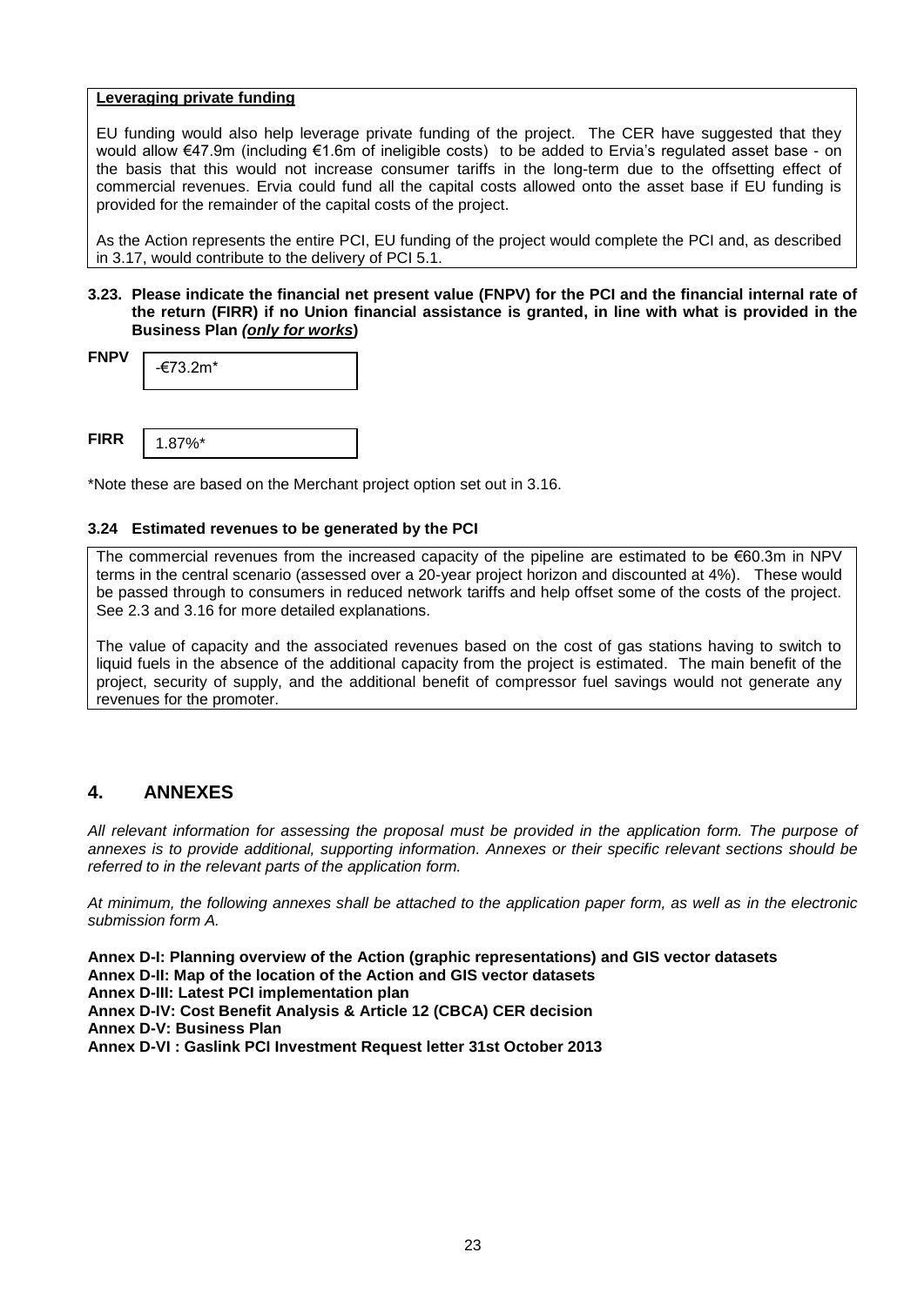**Leveraging private funding**

EU funding would also help leverage private funding of the project. The CER have suggested that they would allow €47.9m (including €1.6m of ineligible costs) to be added to Ervia's regulated asset base - on the basis that this would not increase consumer tariffs in the long-term due to the offsetting effect of commercial revenues. Ervia could fund all the capital costs allowed onto the asset base if EU funding is provided for the remainder of the capital costs of the project.

As the Action represents the entire PCI, EU funding of the project would complete the PCI and, as described in 3.17, would contribute to the delivery of PCI 5.1.

**3.23. Please indicate the financial net present value (FNPV) for the PCI and the financial internal rate of the return (FIRR) if no Union financial assistance is granted, in line with what is provided in the Business Plan *(only for works)***

**FNPV** -€73.2m*

**FIRR** 1.87%*

*Note these are based on the Merchant project option set out in 3.16.

**3.24 Estimated revenues to be generated by the PCI**

The commercial revenues from the increased capacity of the pipeline are estimated to be €60.3m in NPV terms in the central scenario (assessed over a 20-year project horizon and discounted at 4%). These would be passed through to consumers in reduced network tariffs and help offset some of the costs of the project. See 2.3 and 3.16 for more detailed explanations.

The value of capacity and the associated revenues based on the cost of gas stations having to switch to liquid fuels in the absence of the additional capacity from the project is estimated. The main benefit of the project, security of supply, and the additional benefit of compressor fuel savings would not generate any revenues for the promoter.

## 4. ANNEXES

*All relevant information for assessing the proposal must be provided in the application form. The purpose of annexes is to provide additional, supporting information. Annexes or their specific relevant sections should be referred to in the relevant parts of the application form.*

*At minimum, the following annexes shall be attached to the application paper form, as well as in the electronic submission form A.*

**Annex D-I: Planning overview of the Action (graphic representations) and GIS vector datasets**
**Annex D-II: Map of the location of the Action and GIS vector datasets**
**Annex D-III: Latest PCI implementation plan**
**Annex D-IV: Cost Benefit Analysis & Article 12 (CBCA) CER decision**
**Annex D-V: Business Plan**
**Annex D-VI : Gaslink PCI Investment Request letter 31st October 2013**